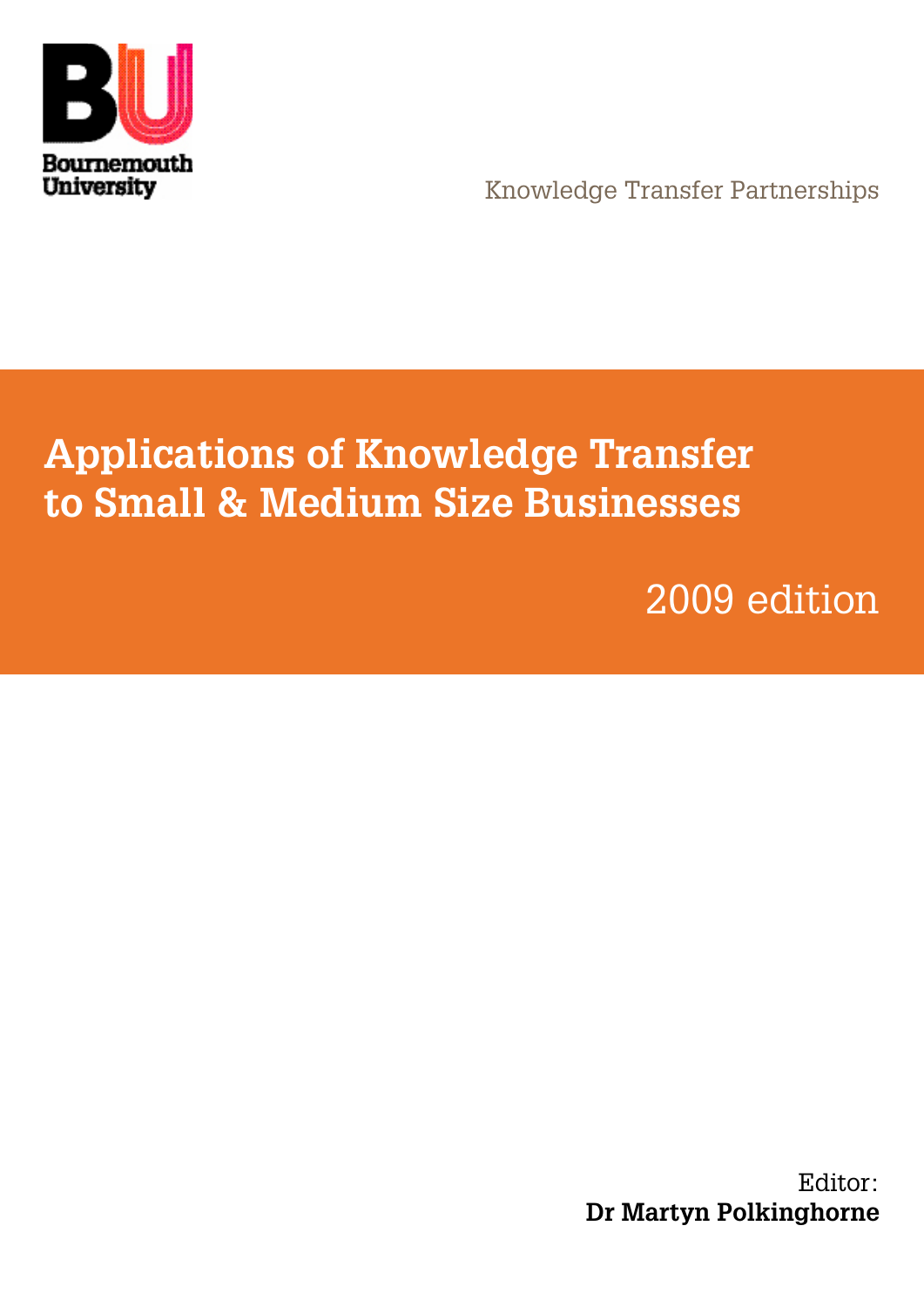Bournemouth University

Knowledge Transfer Partnerships

# Applications of Knowledge Transfer to Small & Medium Size Businesses

2009 edition

Editor:
**Dr Martyn Polkinghorne**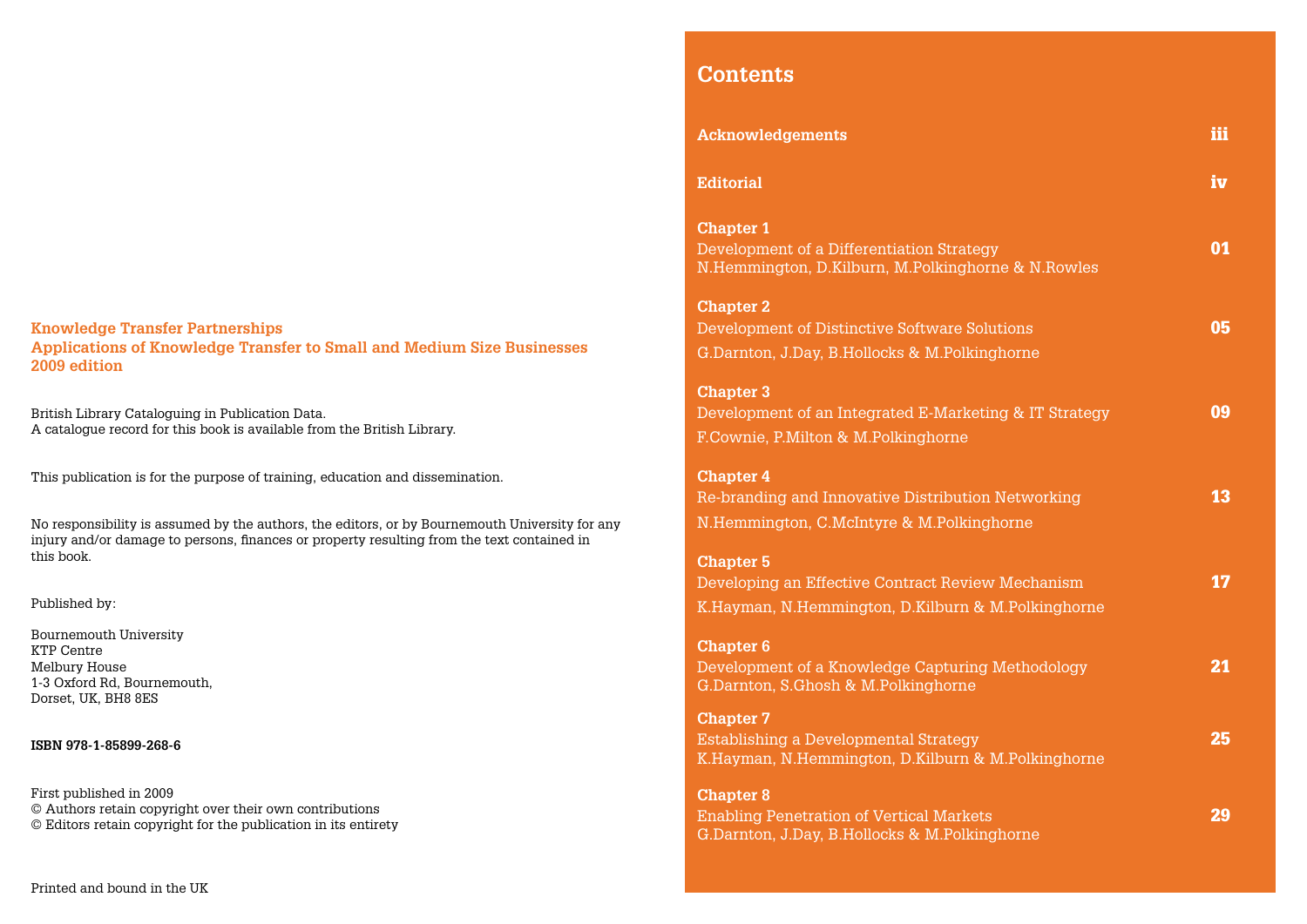**Knowledge Transfer Partnerships**
**Applications of Knowledge Transfer to Small and Medium Size Businesses**
**2009 edition**

British Library Cataloguing in Publication Data.
A catalogue record for this book is available from the British Library.

This publication is for the purpose of training, education and dissemination.

No responsibility is assumed by the authors, the editors, or by Bournemouth University for any injury and/or damage to persons, finances or property resulting from the text contained in this book.

Published by:

Bournemouth University
KTP Centre
Melbury House
1-3 Oxford Rd, Bournemouth,
Dorset, UK, BH8 8ES

**ISBN 978-1-85899-268-6**

First published in 2009
© Authors retain copyright over their own contributions
© Editors retain copyright for the publication in its entirety

Printed and bound in the UK

# Contents

**Acknowledgements** — **iii**

**Editorial** — **iv**

**Chapter 1**
Development of a Differentiation Strategy — **01**
N.Hemmington, D.Kilburn, M.Polkinghorne & N.Rowles

**Chapter 2**
Development of Distinctive Software Solutions — **05**
G.Darnton, J.Day, B.Hollocks & M.Polkinghorne

**Chapter 3**
Development of an Integrated E-Marketing & IT Strategy — **09**
F.Cownie, P.Milton & M.Polkinghorne

**Chapter 4**
Re-branding and Innovative Distribution Networking — **13**
N.Hemmington, C.McIntyre & M.Polkinghorne

**Chapter 5**
Developing an Effective Contract Review Mechanism — **17**
K.Hayman, N.Hemmington, D.Kilburn & M.Polkinghorne

**Chapter 6**
Development of a Knowledge Capturing Methodology — **21**
G.Darnton, S.Ghosh & M.Polkinghorne

**Chapter 7**
Establishing a Developmental Strategy — **25**
K.Hayman, N.Hemmington, D.Kilburn & M.Polkinghorne

**Chapter 8**
Enabling Penetration of Vertical Markets — **29**
G.Darnton, J.Day, B.Hollocks & M.Polkinghorne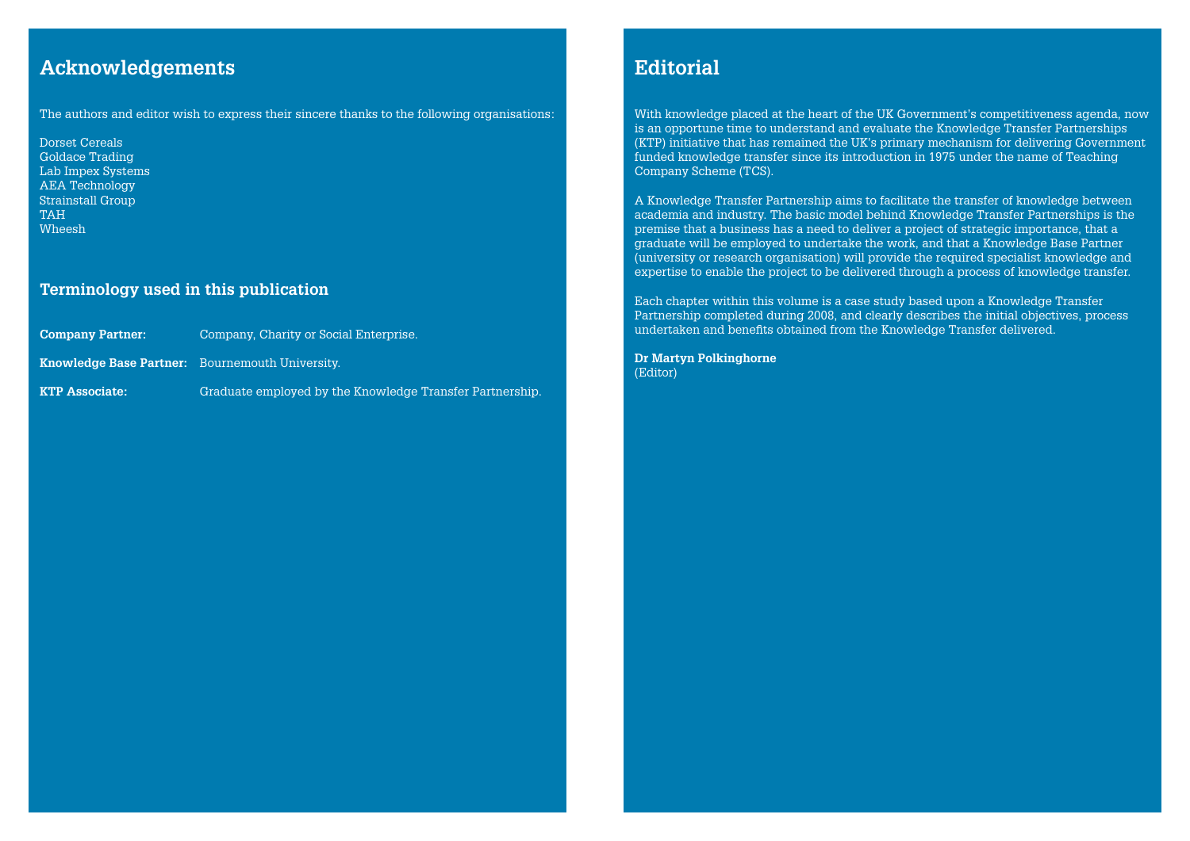# Acknowledgements

The authors and editor wish to express their sincere thanks to the following organisations:

Dorset Cereals
Goldace Trading
Lab Impex Systems
AEA Technology
Strainstall Group
TAH
Wheesh

## Terminology used in this publication

| | |
|---|---|
| **Company Partner:** | Company, Charity or Social Enterprise. |
| **Knowledge Base Partner:** | Bournemouth University. |
| **KTP Associate:** | Graduate employed by the Knowledge Transfer Partnership. |

# Editorial

With knowledge placed at the heart of the UK Government's competitiveness agenda, now is an opportune time to understand and evaluate the Knowledge Transfer Partnerships (KTP) initiative that has remained the UK's primary mechanism for delivering Government funded knowledge transfer since its introduction in 1975 under the name of Teaching Company Scheme (TCS).

A Knowledge Transfer Partnership aims to facilitate the transfer of knowledge between academia and industry. The basic model behind Knowledge Transfer Partnerships is the premise that a business has a need to deliver a project of strategic importance, that a graduate will be employed to undertake the work, and that a Knowledge Base Partner (university or research organisation) will provide the required specialist knowledge and expertise to enable the project to be delivered through a process of knowledge transfer.

Each chapter within this volume is a case study based upon a Knowledge Transfer Partnership completed during 2008, and clearly describes the initial objectives, process undertaken and benefits obtained from the Knowledge Transfer delivered.

**Dr Martyn Polkinghorne**
(Editor)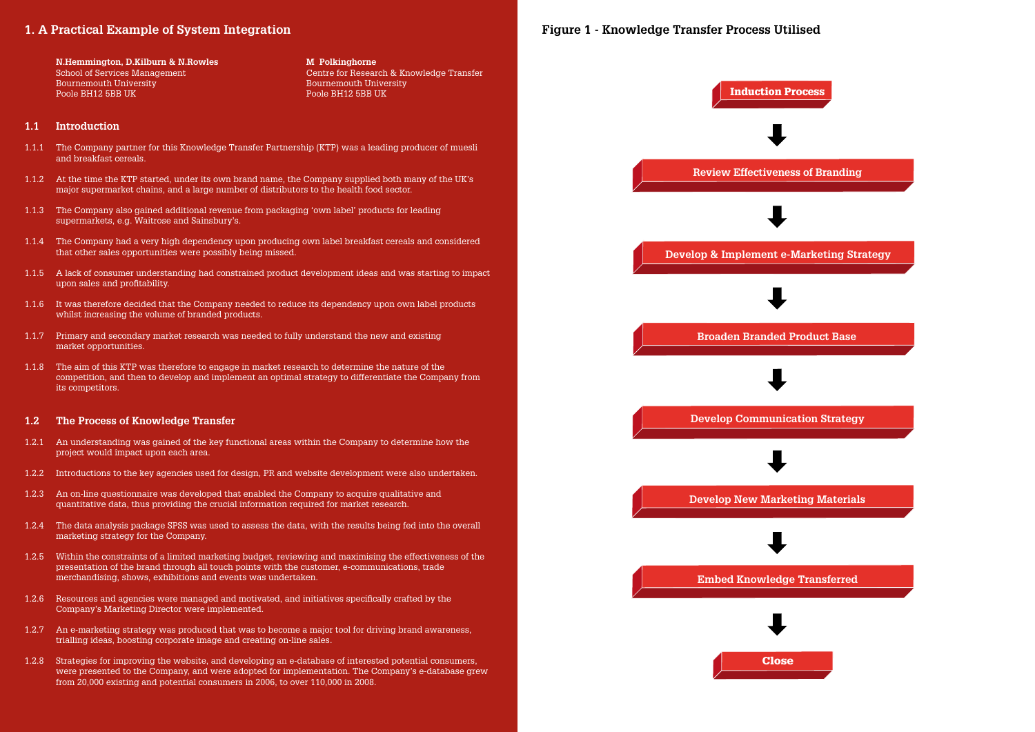# 1. A Practical Example of System Integration

**N.Hemmington, D.Kilburn & N.Rowles**
School of Services Management
Bournemouth University
Poole BH12 5BB UK

**M Polkinghorne**
Centre for Research & Knowledge Transfer
Bournemouth University
Poole BH12 5BB UK

## 1.1 Introduction

1.1.1 The Company partner for this Knowledge Transfer Partnership (KTP) was a leading producer of muesli and breakfast cereals.

1.1.2 At the time the KTP started, under its own brand name, the Company supplied both many of the UK's major supermarket chains, and a large number of distributors to the health food sector.

1.1.3 The Company also gained additional revenue from packaging 'own label' products for leading supermarkets, e.g. Waitrose and Sainsbury's.

1.1.4 The Company had a very high dependency upon producing own label breakfast cereals and considered that other sales opportunities were possibly being missed.

1.1.5 A lack of consumer understanding had constrained product development ideas and was starting to impact upon sales and profitability.

1.1.6 It was therefore decided that the Company needed to reduce its dependency upon own label products whilst increasing the volume of branded products.

1.1.7 Primary and secondary market research was needed to fully understand the new and existing market opportunities.

1.1.8 The aim of this KTP was therefore to engage in market research to determine the nature of the competition, and then to develop and implement an optimal strategy to differentiate the Company from its competitors.

## 1.2 The Process of Knowledge Transfer

1.2.1 An understanding was gained of the key functional areas within the Company to determine how the project would impact upon each area.

1.2.2 Introductions to the key agencies used for design, PR and website development were also undertaken.

1.2.3 An on-line questionnaire was developed that enabled the Company to acquire qualitative and quantitative data, thus providing the crucial information required for market research.

1.2.4 The data analysis package SPSS was used to assess the data, with the results being fed into the overall marketing strategy for the Company.

1.2.5 Within the constraints of a limited marketing budget, reviewing and maximising the effectiveness of the presentation of the brand through all touch points with the customer, e-communications, trade merchandising, shows, exhibitions and events was undertaken.

1.2.6 Resources and agencies were managed and motivated, and initiatives specifically crafted by the Company's Marketing Director were implemented.

1.2.7 An e-marketing strategy was produced that was to become a major tool for driving brand awareness, trialling ideas, boosting corporate image and creating on-line sales.

1.2.8 Strategies for improving the website, and developing an e-database of interested potential consumers, were presented to the Company, and were adopted for implementation. The Company's e-database grew from 20,000 existing and potential consumers in 2006, to over 110,000 in 2008.

**Figure 1 - Knowledge Transfer Process Utilised**

Induction Process
↓
Review Effectiveness of Branding
↓
Develop & Implement e-Marketing Strategy
↓
Broaden Branded Product Base
↓
Develop Communication Strategy
↓
Develop New Marketing Materials
↓
Embed Knowledge Transferred
↓
Close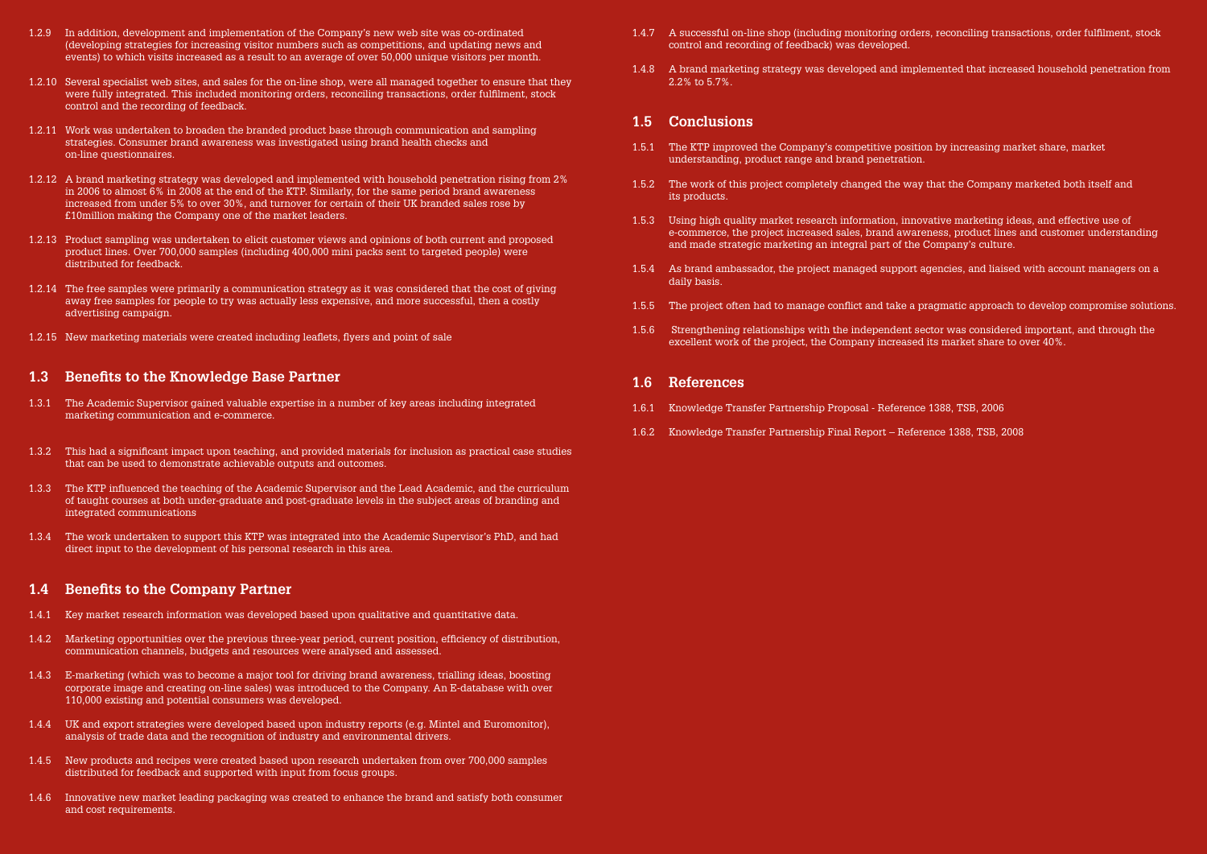1.2.9 In addition, development and implementation of the Company's new web site was co-ordinated (developing strategies for increasing visitor numbers such as competitions, and updating news and events) to which visits increased as a result to an average of over 50,000 unique visitors per month.

1.2.10 Several specialist web sites, and sales for the on-line shop, were all managed together to ensure that they were fully integrated. This included monitoring orders, reconciling transactions, order fulfilment, stock control and the recording of feedback.

1.2.11 Work was undertaken to broaden the branded product base through communication and sampling strategies. Consumer brand awareness was investigated using brand health checks and on-line questionnaires.

1.2.12 A brand marketing strategy was developed and implemented with household penetration rising from 2% in 2006 to almost 6% in 2008 at the end of the KTP. Similarly, for the same period brand awareness increased from under 5% to over 30%, and turnover for certain of their UK branded sales rose by £10million making the Company one of the market leaders.

1.2.13 Product sampling was undertaken to elicit customer views and opinions of both current and proposed product lines. Over 700,000 samples (including 400,000 mini packs sent to targeted people) were distributed for feedback.

1.2.14 The free samples were primarily a communication strategy as it was considered that the cost of giving away free samples for people to try was actually less expensive, and more successful, then a costly advertising campaign.

1.2.15 New marketing materials were created including leaflets, flyers and point of sale

## 1.3 Benefits to the Knowledge Base Partner

1.3.1 The Academic Supervisor gained valuable expertise in a number of key areas including integrated marketing communication and e-commerce.

1.3.2 This had a significant impact upon teaching, and provided materials for inclusion as practical case studies that can be used to demonstrate achievable outputs and outcomes.

1.3.3 The KTP influenced the teaching of the Academic Supervisor and the Lead Academic, and the curriculum of taught courses at both under-graduate and post-graduate levels in the subject areas of branding and integrated communications

1.3.4 The work undertaken to support this KTP was integrated into the Academic Supervisor's PhD, and had direct input to the development of his personal research in this area.

## 1.4 Benefits to the Company Partner

1.4.1 Key market research information was developed based upon qualitative and quantitative data.

1.4.2 Marketing opportunities over the previous three-year period, current position, efficiency of distribution, communication channels, budgets and resources were analysed and assessed.

1.4.3 E-marketing (which was to become a major tool for driving brand awareness, trialling ideas, boosting corporate image and creating on-line sales) was introduced to the Company. An E-database with over 110,000 existing and potential consumers was developed.

1.4.4 UK and export strategies were developed based upon industry reports (e.g. Mintel and Euromonitor), analysis of trade data and the recognition of industry and environmental drivers.

1.4.5 New products and recipes were created based upon research undertaken from over 700,000 samples distributed for feedback and supported with input from focus groups.

1.4.6 Innovative new market leading packaging was created to enhance the brand and satisfy both consumer and cost requirements.

1.4.7 A successful on-line shop (including monitoring orders, reconciling transactions, order fulfilment, stock control and recording of feedback) was developed.

1.4.8 A brand marketing strategy was developed and implemented that increased household penetration from 2.2% to 5.7%.

## 1.5 Conclusions

1.5.1 The KTP improved the Company's competitive position by increasing market share, market understanding, product range and brand penetration.

1.5.2 The work of this project completely changed the way that the Company marketed both itself and its products.

1.5.3 Using high quality market research information, innovative marketing ideas, and effective use of e-commerce, the project increased sales, brand awareness, product lines and customer understanding and made strategic marketing an integral part of the Company's culture.

1.5.4 As brand ambassador, the project managed support agencies, and liaised with account managers on a daily basis.

1.5.5 The project often had to manage conflict and take a pragmatic approach to develop compromise solutions.

1.5.6 Strengthening relationships with the independent sector was considered important, and through the excellent work of the project, the Company increased its market share to over 40%.

## 1.6 References

1.6.1 Knowledge Transfer Partnership Proposal - Reference 1388, TSB, 2006

1.6.2 Knowledge Transfer Partnership Final Report – Reference 1388, TSB, 2008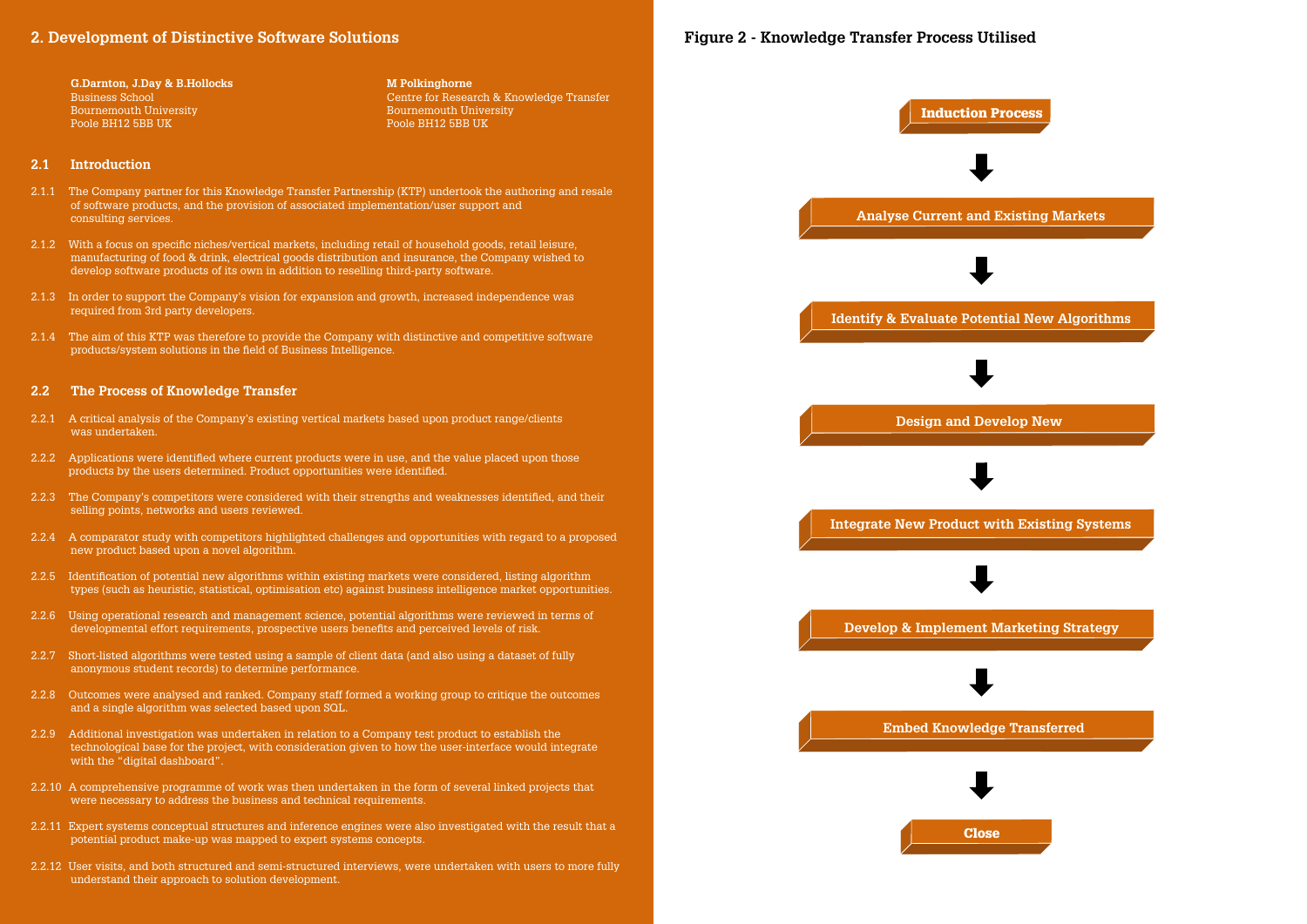## 2. Development of Distinctive Software Solutions

**G.Darnton, J.Day & B.Hollocks**
Business School
Bournemouth University
Poole BH12 5BB UK

**M Polkinghorne**
Centre for Research & Knowledge Transfer
Bournemouth University
Poole BH12 5BB UK

### 2.1 Introduction

2.1.1 The Company partner for this Knowledge Transfer Partnership (KTP) undertook the authoring and resale of software products, and the provision of associated implementation/user support and consulting services.

2.1.2 With a focus on specific niches/vertical markets, including retail of household goods, retail leisure, manufacturing of food & drink, electrical goods distribution and insurance, the Company wished to develop software products of its own in addition to reselling third-party software.

2.1.3 In order to support the Company's vision for expansion and growth, increased independence was required from 3rd party developers.

2.1.4 The aim of this KTP was therefore to provide the Company with distinctive and competitive software products/system solutions in the field of Business Intelligence.

### 2.2 The Process of Knowledge Transfer

2.2.1 A critical analysis of the Company's existing vertical markets based upon product range/clients was undertaken.

2.2.2 Applications were identified where current products were in use, and the value placed upon those products by the users determined. Product opportunities were identified.

2.2.3 The Company's competitors were considered with their strengths and weaknesses identified, and their selling points, networks and users reviewed.

2.2.4 A comparator study with competitors highlighted challenges and opportunities with regard to a proposed new product based upon a novel algorithm.

2.2.5 Identification of potential new algorithms within existing markets were considered, listing algorithm types (such as heuristic, statistical, optimisation etc) against business intelligence market opportunities.

2.2.6 Using operational research and management science, potential algorithms were reviewed in terms of developmental effort requirements, prospective users benefits and perceived levels of risk.

2.2.7 Short-listed algorithms were tested using a sample of client data (and also using a dataset of fully anonymous student records) to determine performance.

2.2.8 Outcomes were analysed and ranked. Company staff formed a working group to critique the outcomes and a single algorithm was selected based upon SQL.

2.2.9 Additional investigation was undertaken in relation to a Company test product to establish the technological base for the project, with consideration given to how the user-interface would integrate with the "digital dashboard".

2.2.10 A comprehensive programme of work was then undertaken in the form of several linked projects that were necessary to address the business and technical requirements.

2.2.11 Expert systems conceptual structures and inference engines were also investigated with the result that a potential product make-up was mapped to expert systems concepts.

2.2.12 User visits, and both structured and semi-structured interviews, were undertaken with users to more fully understand their approach to solution development.

**Figure 2 - Knowledge Transfer Process Utilised**

Induction Process
↓
Analyse Current and Existing Markets
↓
Identify & Evaluate Potential New Algorithms
↓
Design and Develop New
↓
Integrate New Product with Existing Systems
↓
Develop & Implement Marketing Strategy
↓
Embed Knowledge Transferred
↓
Close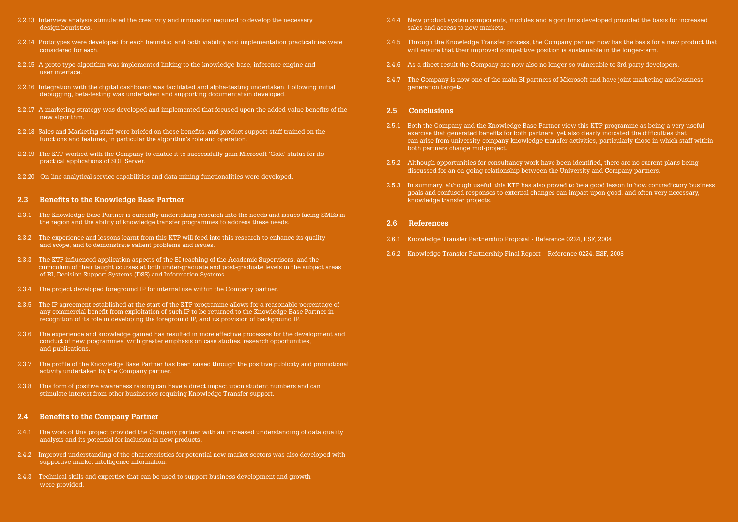2.2.13 Interview analysis stimulated the creativity and innovation required to develop the necessary design heuristics.

2.2.14 Prototypes were developed for each heuristic, and both viability and implementation practicalities were considered for each.

2.2.15 A proto-type algorithm was implemented linking to the knowledge-base, inference engine and user interface.

2.2.16 Integration with the digital dashboard was facilitated and alpha-testing undertaken. Following initial debugging, beta-testing was undertaken and supporting documentation developed.

2.2.17 A marketing strategy was developed and implemented that focused upon the added-value benefits of the new algorithm.

2.2.18 Sales and Marketing staff were briefed on these benefits, and product support staff trained on the functions and features, in particular the algorithm's role and operation.

2.2.19 The KTP worked with the Company to enable it to successfully gain Microsoft 'Gold' status for its practical applications of SQL Server.

2.2.20 On-line analytical service capabilities and data mining functionalities were developed.

## 2.3 Benefits to the Knowledge Base Partner

2.3.1 The Knowledge Base Partner is currently undertaking research into the needs and issues facing SMEs in the region and the ability of knowledge transfer programmes to address these needs.

2.3.2 The experience and lessons learnt from this KTP will feed into this research to enhance its quality and scope, and to demonstrate salient problems and issues.

2.3.3 The KTP influenced application aspects of the BI teaching of the Academic Supervisors, and the curriculum of their taught courses at both under-graduate and post-graduate levels in the subject areas of BI, Decision Support Systems (DSS) and Information Systems.

2.3.4 The project developed foreground IP for internal use within the Company partner.

2.3.5 The IP agreement established at the start of the KTP programme allows for a reasonable percentage of any commercial benefit from exploitation of such IP to be returned to the Knowledge Base Partner in recognition of its role in developing the foreground IP, and its provision of background IP.

2.3.6 The experience and knowledge gained has resulted in more effective processes for the development and conduct of new programmes, with greater emphasis on case studies, research opportunities, and publications.

2.3.7 The profile of the Knowledge Base Partner has been raised through the positive publicity and promotional activity undertaken by the Company partner.

2.3.8 This form of positive awareness raising can have a direct impact upon student numbers and can stimulate interest from other businesses requiring Knowledge Transfer support.

## 2.4 Benefits to the Company Partner

2.4.1 The work of this project provided the Company partner with an increased understanding of data quality analysis and its potential for inclusion in new products.

2.4.2 Improved understanding of the characteristics for potential new market sectors was also developed with supportive market intelligence information.

2.4.3 Technical skills and expertise that can be used to support business development and growth were provided.

2.4.4 New product system components, modules and algorithms developed provided the basis for increased sales and access to new markets.

2.4.5 Through the Knowledge Transfer process, the Company partner now has the basis for a new product that will ensure that their improved competitive position is sustainable in the longer-term.

2.4.6 As a direct result the Company are now also no longer so vulnerable to 3rd party developers.

2.4.7 The Company is now one of the main BI partners of Microsoft and have joint marketing and business generation targets.

## 2.5 Conclusions

2.5.1 Both the Company and the Knowledge Base Partner view this KTP programme as being a very useful exercise that generated benefits for both partners, yet also clearly indicated the difficulties that can arise from university-company knowledge transfer activities, particularly those in which staff within both partners change mid-project.

2.5.2 Although opportunities for consultancy work have been identified, there are no current plans being discussed for an on-going relationship between the University and Company partners.

2.5.3 In summary, although useful, this KTP has also proved to be a good lesson in how contradictory business goals and confused responses to external changes can impact upon good, and often very necessary, knowledge transfer projects.

## 2.6 References

2.6.1 Knowledge Transfer Partnership Proposal - Reference 0224, ESF, 2004

2.6.2 Knowledge Transfer Partnership Final Report – Reference 0224, ESF, 2008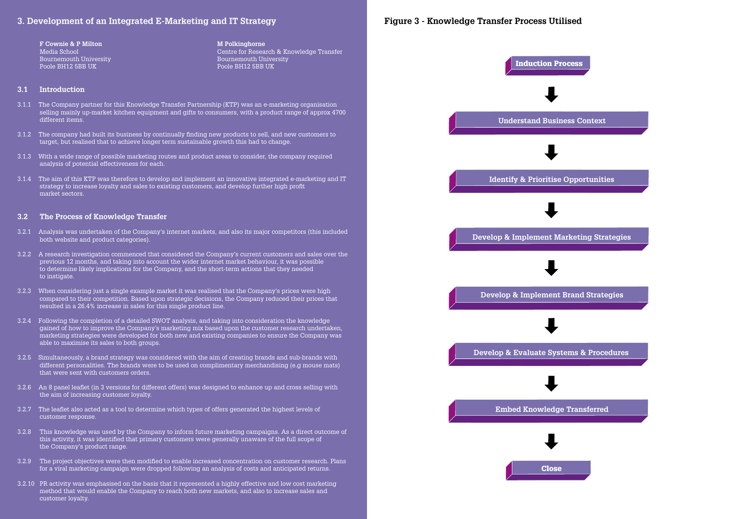## 3. Development of an Integrated E-Marketing and IT Strategy

**F Cownie & P Milton**
Media School
Bournemouth University
Poole BH12 5BB UK

**M Polkinghorne**
Centre for Research & Knowledge Transfer
Bournemouth University
Poole BH12 5BB UK

### 3.1 Introduction

3.1.1 The Company partner for this Knowledge Transfer Partnership (KTP) was an e-marketing organisation selling mainly up-market kitchen equipment and gifts to consumers, with a product range of approx 4700 different items.

3.1.2 The company had built its business by continually finding new products to sell, and new customers to target, but realised that to achieve longer term sustainable growth this had to change.

3.1.3 With a wide range of possible marketing routes and product areas to consider, the company required analysis of potential effectiveness for each.

3.1.4 The aim of this KTP was therefore to develop and implement an innovative integrated e-marketing and IT strategy to increase loyalty and sales to existing customers, and develop further high profit market sectors.

### 3.2 The Process of Knowledge Transfer

3.2.1 Analysis was undertaken of the Company's internet markets, and also its major competitors (this included both website and product categories).

3.2.2 A research investigation commenced that considered the Company's current customers and sales over the previous 12 months, and taking into account the wider internet market behaviour, it was possible to determine likely implications for the Company, and the short-term actions that they needed to instigate.

3.2.3 When considering just a single example market it was realised that the Company's prices were high compared to their competition. Based upon strategic decisions, the Company reduced their prices that resulted in a 26.4% increase in sales for this single product line.

3.2.4 Following the completion of a detailed SWOT analysis, and taking into consideration the knowledge gained of how to improve the Company's marketing mix based upon the customer research undertaken, marketing strategies were developed for both new and existing companies to ensure the Company was able to maximise its sales to both groups.

3.2.5 Simultaneously, a brand strategy was considered with the aim of creating brands and sub-brands with different personalities. The brands were to be used on complimentary merchandising (e.g mouse mats) that were sent with customers orders.

3.2.6 An 8 panel leaflet (in 3 versions for different offers) was designed to enhance up and cross selling with the aim of increasing customer loyalty.

3.2.7 The leaflet also acted as a tool to determine which types of offers generated the highest levels of customer response.

3.2.8 This knowledge was used by the Company to inform future marketing campaigns. As a direct outcome of this activity, it was identified that primary customers were generally unaware of the full scope of the Company's product range.

3.2.9 The project objectives were then modified to enable increased concentration on customer research. Plans for a viral marketing campaign were dropped following an analysis of costs and anticipated returns.

3.2.10 PR activity was emphasised on the basis that it represented a highly effective and low cost marketing method that would enable the Company to reach both new markets, and also to increase sales and customer loyalty.

**Figure 3 - Knowledge Transfer Process Utilised**

Induction Process
↓
Understand Business Context
↓
Identify & Prioritise Opportunities
↓
Develop & Implement Marketing Strategies
↓
Develop & Implement Brand Strategies
↓
Develop & Evaluate Systems & Procedures
↓
Embed Knowledge Transferred
↓
Close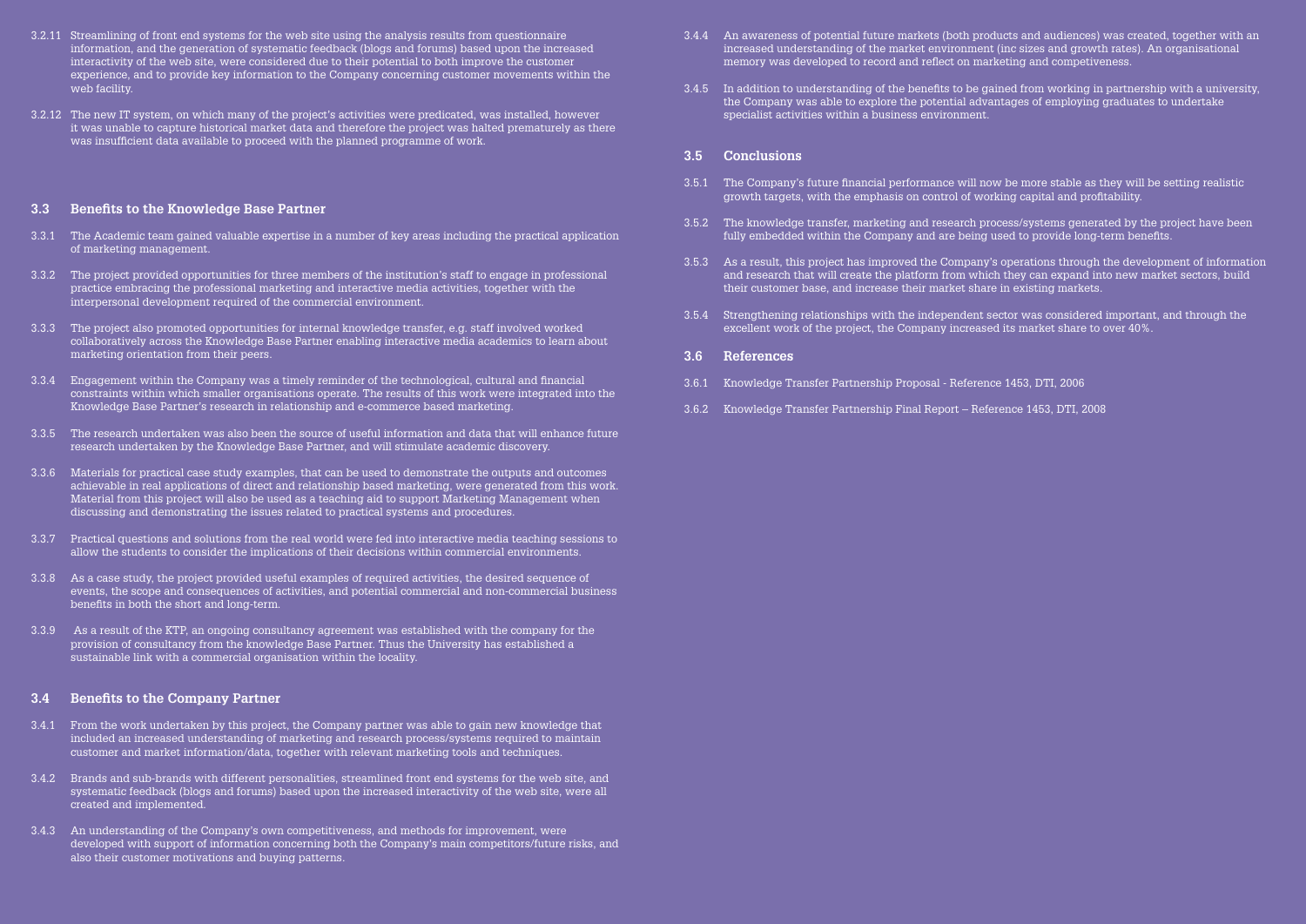3.2.11 Streamlining of front end systems for the web site using the analysis results from questionnaire information, and the generation of systematic feedback (blogs and forums) based upon the increased interactivity of the web site, were considered due to their potential to both improve the customer experience, and to provide key information to the Company concerning customer movements within the web facility.

3.2.12 The new IT system, on which many of the project's activities were predicated, was installed, however it was unable to capture historical market data and therefore the project was halted prematurely as there was insufficient data available to proceed with the planned programme of work.

## 3.3 Benefits to the Knowledge Base Partner

3.3.1 The Academic team gained valuable expertise in a number of key areas including the practical application of marketing management.

3.3.2 The project provided opportunities for three members of the institution's staff to engage in professional practice embracing the professional marketing and interactive media activities, together with the interpersonal development required of the commercial environment.

3.3.3 The project also promoted opportunities for internal knowledge transfer, e.g. staff involved worked collaboratively across the Knowledge Base Partner enabling interactive media academics to learn about marketing orientation from their peers.

3.3.4 Engagement within the Company was a timely reminder of the technological, cultural and financial constraints within which smaller organisations operate. The results of this work were integrated into the Knowledge Base Partner's research in relationship and e-commerce based marketing.

3.3.5 The research undertaken was also been the source of useful information and data that will enhance future research undertaken by the Knowledge Base Partner, and will stimulate academic discovery.

3.3.6 Materials for practical case study examples, that can be used to demonstrate the outputs and outcomes achievable in real applications of direct and relationship based marketing, were generated from this work. Material from this project will also be used as a teaching aid to support Marketing Management when discussing and demonstrating the issues related to practical systems and procedures.

3.3.7 Practical questions and solutions from the real world were fed into interactive media teaching sessions to allow the students to consider the implications of their decisions within commercial environments.

3.3.8 As a case study, the project provided useful examples of required activities, the desired sequence of events, the scope and consequences of activities, and potential commercial and non-commercial business benefits in both the short and long-term.

3.3.9 As a result of the KTP, an ongoing consultancy agreement was established with the company for the provision of consultancy from the knowledge Base Partner. Thus the University has established a sustainable link with a commercial organisation within the locality.

## 3.4 Benefits to the Company Partner

3.4.1 From the work undertaken by this project, the Company partner was able to gain new knowledge that included an increased understanding of marketing and research process/systems required to maintain customer and market information/data, together with relevant marketing tools and techniques.

3.4.2 Brands and sub-brands with different personalities, streamlined front end systems for the web site, and systematic feedback (blogs and forums) based upon the increased interactivity of the web site, were all created and implemented.

3.4.3 An understanding of the Company's own competitiveness, and methods for improvement, were developed with support of information concerning both the Company's main competitors/future risks, and also their customer motivations and buying patterns.

3.4.4 An awareness of potential future markets (both products and audiences) was created, together with an increased understanding of the market environment (inc sizes and growth rates). An organisational memory was developed to record and reflect on marketing and competiveness.

3.4.5 In addition to understanding of the benefits to be gained from working in partnership with a university, the Company was able to explore the potential advantages of employing graduates to undertake specialist activities within a business environment.

## 3.5 Conclusions

3.5.1 The Company's future financial performance will now be more stable as they will be setting realistic growth targets, with the emphasis on control of working capital and profitability.

3.5.2 The knowledge transfer, marketing and research process/systems generated by the project have been fully embedded within the Company and are being used to provide long-term benefits.

3.5.3 As a result, this project has improved the Company's operations through the development of information and research that will create the platform from which they can expand into new market sectors, build their customer base, and increase their market share in existing markets.

3.5.4 Strengthening relationships with the independent sector was considered important, and through the excellent work of the project, the Company increased its market share to over 40%.

## 3.6 References

3.6.1 Knowledge Transfer Partnership Proposal - Reference 1453, DTI, 2006

3.6.2 Knowledge Transfer Partnership Final Report – Reference 1453, DTI, 2008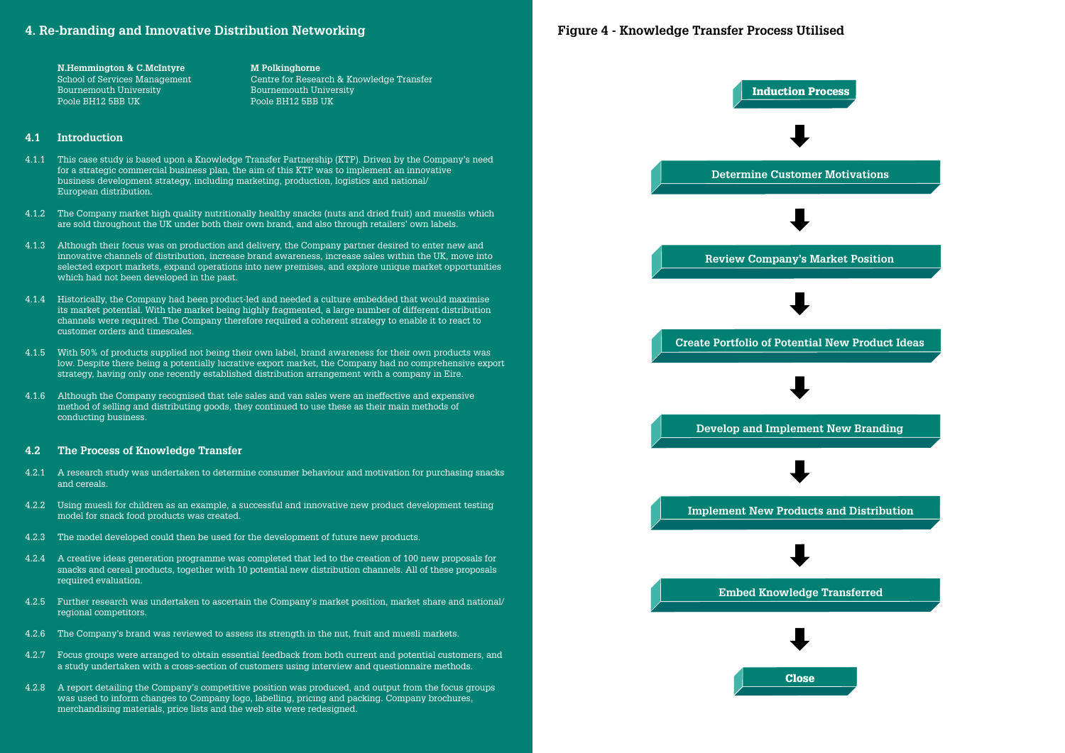## 4. Re-branding and Innovative Distribution Networking

**N.Hemmington & C.McIntyre**
School of Services Management
Bournemouth University
Poole BH12 5BB UK

**M Polkinghorne**
Centre for Research & Knowledge Transfer
Bournemouth University
Poole BH12 5BB UK

### 4.1 Introduction

4.1.1 This case study is based upon a Knowledge Transfer Partnership (KTP). Driven by the Company's need for a strategic commercial business plan, the aim of this KTP was to implement an innovative business development strategy, including marketing, production, logistics and national/European distribution.

4.1.2 The Company market high quality nutritionally healthy snacks (nuts and dried fruit) and mueslis which are sold throughout the UK under both their own brand, and also through retailers' own labels.

4.1.3 Although their focus was on production and delivery, the Company partner desired to enter new and innovative channels of distribution, increase brand awareness, increase sales within the UK, move into selected export markets, expand operations into new premises, and explore unique market opportunities which had not been developed in the past.

4.1.4 Historically, the Company had been product-led and needed a culture embedded that would maximise its market potential. With the market being highly fragmented, a large number of different distribution channels were required. The Company therefore required a coherent strategy to enable it to react to customer orders and timescales.

4.1.5 With 50% of products supplied not being their own label, brand awareness for their own products was low. Despite there being a potentially lucrative export market, the Company had no comprehensive export strategy, having only one recently established distribution arrangement with a company in Eire.

4.1.6 Although the Company recognised that tele sales and van sales were an ineffective and expensive method of selling and distributing goods, they continued to use these as their main methods of conducting business.

### 4.2 The Process of Knowledge Transfer

4.2.1 A research study was undertaken to determine consumer behaviour and motivation for purchasing snacks and cereals.

4.2.2 Using muesli for children as an example, a successful and innovative new product development testing model for snack food products was created.

4.2.3 The model developed could then be used for the development of future new products.

4.2.4 A creative ideas generation programme was completed that led to the creation of 100 new proposals for snacks and cereal products, together with 10 potential new distribution channels. All of these proposals required evaluation.

4.2.5 Further research was undertaken to ascertain the Company's market position, market share and national/regional competitors.

4.2.6 The Company's brand was reviewed to assess its strength in the nut, fruit and muesli markets.

4.2.7 Focus groups were arranged to obtain essential feedback from both current and potential customers, and a study undertaken with a cross-section of customers using interview and questionnaire methods.

4.2.8 A report detailing the Company's competitive position was produced, and output from the focus groups was used to inform changes to Company logo, labelling, pricing and packing. Company brochures, merchandising materials, price lists and the web site were redesigned.

**Figure 4 - Knowledge Transfer Process Utilised**

Induction Process
↓
Determine Customer Motivations
↓
Review Company's Market Position
↓
Create Portfolio of Potential New Product Ideas
↓
Develop and Implement New Branding
↓
Implement New Products and Distribution
↓
Embed Knowledge Transferred
↓
Close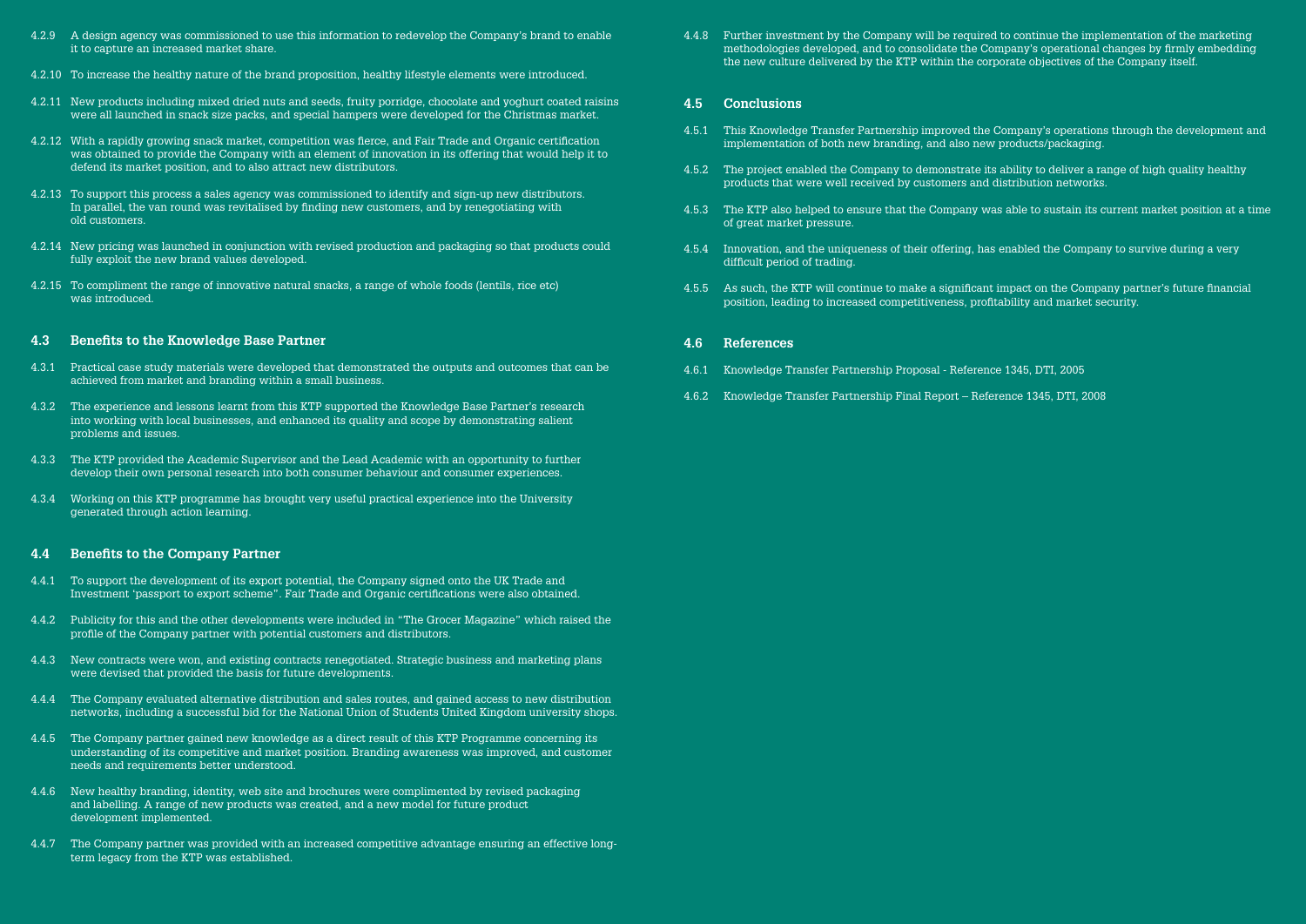4.2.9 A design agency was commissioned to use this information to redevelop the Company's brand to enable it to capture an increased market share.

4.2.10 To increase the healthy nature of the brand proposition, healthy lifestyle elements were introduced.

4.2.11 New products including mixed dried nuts and seeds, fruity porridge, chocolate and yoghurt coated raisins were all launched in snack size packs, and special hampers were developed for the Christmas market.

4.2.12 With a rapidly growing snack market, competition was fierce, and Fair Trade and Organic certification was obtained to provide the Company with an element of innovation in its offering that would help it to defend its market position, and to also attract new distributors.

4.2.13 To support this process a sales agency was commissioned to identify and sign-up new distributors. In parallel, the van round was revitalised by finding new customers, and by renegotiating with old customers.

4.2.14 New pricing was launched in conjunction with revised production and packaging so that products could fully exploit the new brand values developed.

4.2.15 To compliment the range of innovative natural snacks, a range of whole foods (lentils, rice etc) was introduced.

## 4.3 Benefits to the Knowledge Base Partner

4.3.1 Practical case study materials were developed that demonstrated the outputs and outcomes that can be achieved from market and branding within a small business.

4.3.2 The experience and lessons learnt from this KTP supported the Knowledge Base Partner's research into working with local businesses, and enhanced its quality and scope by demonstrating salient problems and issues.

4.3.3 The KTP provided the Academic Supervisor and the Lead Academic with an opportunity to further develop their own personal research into both consumer behaviour and consumer experiences.

4.3.4 Working on this KTP programme has brought very useful practical experience into the University generated through action learning.

## 4.4 Benefits to the Company Partner

4.4.1 To support the development of its export potential, the Company signed onto the UK Trade and Investment 'passport to export scheme". Fair Trade and Organic certifications were also obtained.

4.4.2 Publicity for this and the other developments were included in "The Grocer Magazine" which raised the profile of the Company partner with potential customers and distributors.

4.4.3 New contracts were won, and existing contracts renegotiated. Strategic business and marketing plans were devised that provided the basis for future developments.

4.4.4 The Company evaluated alternative distribution and sales routes, and gained access to new distribution networks, including a successful bid for the National Union of Students United Kingdom university shops.

4.4.5 The Company partner gained new knowledge as a direct result of this KTP Programme concerning its understanding of its competitive and market position. Branding awareness was improved, and customer needs and requirements better understood.

4.4.6 New healthy branding, identity, web site and brochures were complimented by revised packaging and labelling. A range of new products was created, and a new model for future product development implemented.

4.4.7 The Company partner was provided with an increased competitive advantage ensuring an effective long-term legacy from the KTP was established.

4.4.8 Further investment by the Company will be required to continue the implementation of the marketing methodologies developed, and to consolidate the Company's operational changes by firmly embedding the new culture delivered by the KTP within the corporate objectives of the Company itself.

## 4.5 Conclusions

4.5.1 This Knowledge Transfer Partnership improved the Company's operations through the development and implementation of both new branding, and also new products/packaging.

4.5.2 The project enabled the Company to demonstrate its ability to deliver a range of high quality healthy products that were well received by customers and distribution networks.

4.5.3 The KTP also helped to ensure that the Company was able to sustain its current market position at a time of great market pressure.

4.5.4 Innovation, and the uniqueness of their offering, has enabled the Company to survive during a very difficult period of trading.

4.5.5 As such, the KTP will continue to make a significant impact on the Company partner's future financial position, leading to increased competitiveness, profitability and market security.

## 4.6 References

4.6.1 Knowledge Transfer Partnership Proposal - Reference 1345, DTI, 2005

4.6.2 Knowledge Transfer Partnership Final Report – Reference 1345, DTI, 2008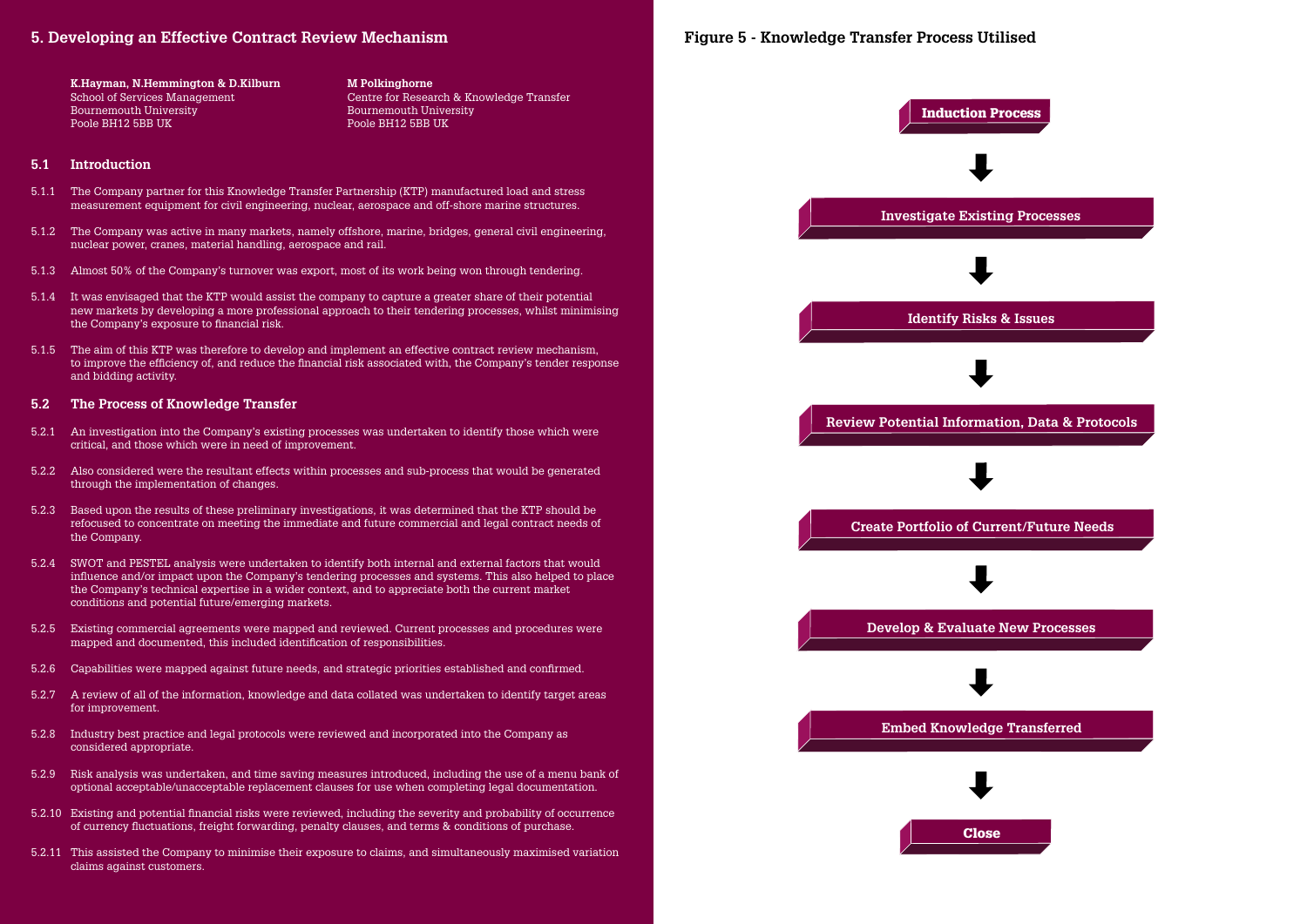## 5. Developing an Effective Contract Review Mechanism

**K.Hayman, N.Hemmington & D.Kilburn**
School of Services Management
Bournemouth University
Poole BH12 5BB UK

**M Polkinghorne**
Centre for Research & Knowledge Transfer
Bournemouth University
Poole BH12 5BB UK

### 5.1 Introduction

5.1.1 The Company partner for this Knowledge Transfer Partnership (KTP) manufactured load and stress measurement equipment for civil engineering, nuclear, aerospace and off-shore marine structures.

5.1.2 The Company was active in many markets, namely offshore, marine, bridges, general civil engineering, nuclear power, cranes, material handling, aerospace and rail.

5.1.3 Almost 50% of the Company's turnover was export, most of its work being won through tendering.

5.1.4 It was envisaged that the KTP would assist the company to capture a greater share of their potential new markets by developing a more professional approach to their tendering processes, whilst minimising the Company's exposure to financial risk.

5.1.5 The aim of this KTP was therefore to develop and implement an effective contract review mechanism, to improve the efficiency of, and reduce the financial risk associated with, the Company's tender response and bidding activity.

### 5.2 The Process of Knowledge Transfer

5.2.1 An investigation into the Company's existing processes was undertaken to identify those which were critical, and those which were in need of improvement.

5.2.2 Also considered were the resultant effects within processes and sub-process that would be generated through the implementation of changes.

5.2.3 Based upon the results of these preliminary investigations, it was determined that the KTP should be refocused to concentrate on meeting the immediate and future commercial and legal contract needs of the Company.

5.2.4 SWOT and PESTEL analysis were undertaken to identify both internal and external factors that would influence and/or impact upon the Company's tendering processes and systems. This also helped to place the Company's technical expertise in a wider context, and to appreciate both the current market conditions and potential future/emerging markets.

5.2.5 Existing commercial agreements were mapped and reviewed. Current processes and procedures were mapped and documented, this included identification of responsibilities.

5.2.6 Capabilities were mapped against future needs, and strategic priorities established and confirmed.

5.2.7 A review of all of the information, knowledge and data collated was undertaken to identify target areas for improvement.

5.2.8 Industry best practice and legal protocols were reviewed and incorporated into the Company as considered appropriate.

5.2.9 Risk analysis was undertaken, and time saving measures introduced, including the use of a menu bank of optional acceptable/unacceptable replacement clauses for use when completing legal documentation.

5.2.10 Existing and potential financial risks were reviewed, including the severity and probability of occurrence of currency fluctuations, freight forwarding, penalty clauses, and terms & conditions of purchase.

5.2.11 This assisted the Company to minimise their exposure to claims, and simultaneously maximised variation claims against customers.

### Figure 5 - Knowledge Transfer Process Utilised

**Induction Process**

↓

**Investigate Existing Processes**

↓

**Identify Risks & Issues**

↓

**Review Potential Information, Data & Protocols**

↓

**Create Portfolio of Current/Future Needs**

↓

**Develop & Evaluate New Processes**

↓

**Embed Knowledge Transferred**

↓

**Close**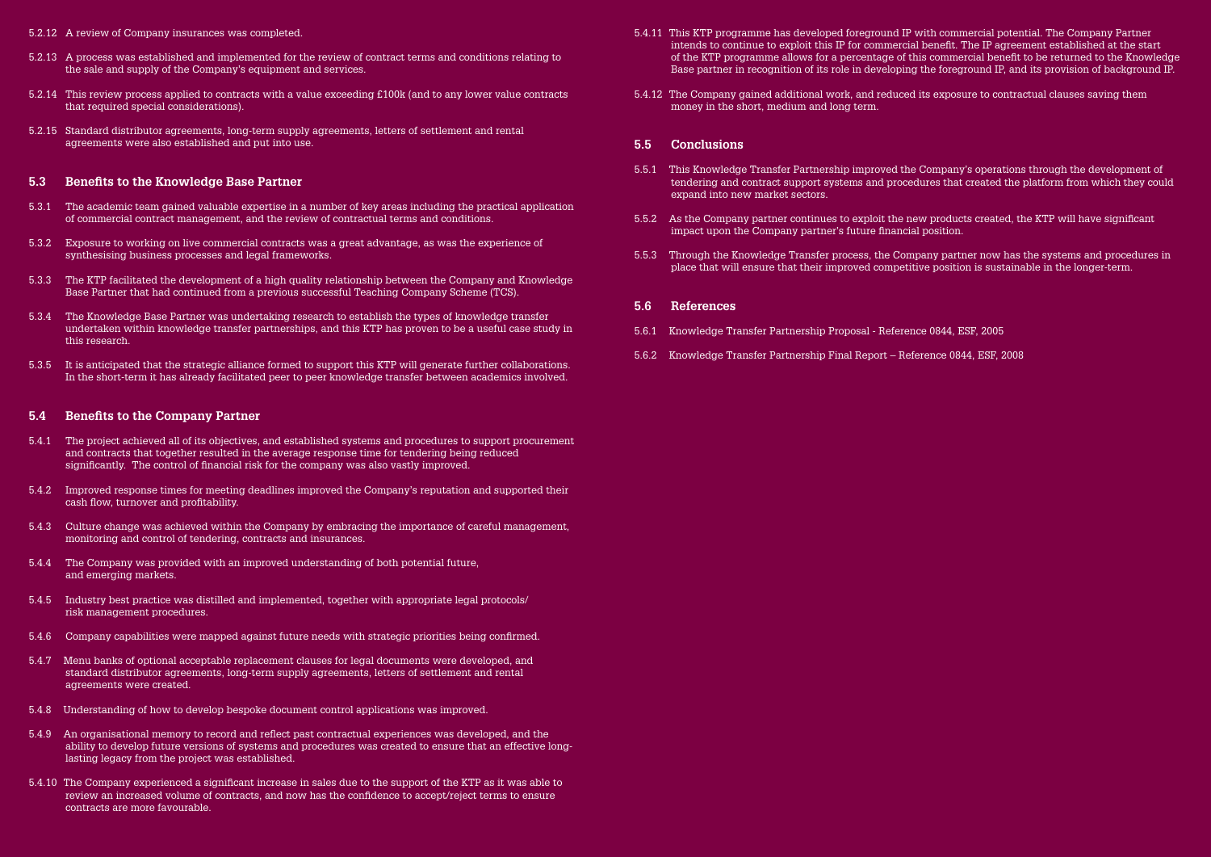5.2.12 A review of Company insurances was completed.

5.2.13 A process was established and implemented for the review of contract terms and conditions relating to the sale and supply of the Company's equipment and services.

5.2.14 This review process applied to contracts with a value exceeding £100k (and to any lower value contracts that required special considerations).

5.2.15 Standard distributor agreements, long-term supply agreements, letters of settlement and rental agreements were also established and put into use.

## 5.3 Benefits to the Knowledge Base Partner

5.3.1 The academic team gained valuable expertise in a number of key areas including the practical application of commercial contract management, and the review of contractual terms and conditions.

5.3.2 Exposure to working on live commercial contracts was a great advantage, as was the experience of synthesising business processes and legal frameworks.

5.3.3 The KTP facilitated the development of a high quality relationship between the Company and Knowledge Base Partner that had continued from a previous successful Teaching Company Scheme (TCS).

5.3.4 The Knowledge Base Partner was undertaking research to establish the types of knowledge transfer undertaken within knowledge transfer partnerships, and this KTP has proven to be a useful case study in this research.

5.3.5 It is anticipated that the strategic alliance formed to support this KTP will generate further collaborations. In the short-term it has already facilitated peer to peer knowledge transfer between academics involved.

## 5.4 Benefits to the Company Partner

5.4.1 The project achieved all of its objectives, and established systems and procedures to support procurement and contracts that together resulted in the average response time for tendering being reduced significantly. The control of financial risk for the company was also vastly improved.

5.4.2 Improved response times for meeting deadlines improved the Company's reputation and supported their cash flow, turnover and profitability.

5.4.3 Culture change was achieved within the Company by embracing the importance of careful management, monitoring and control of tendering, contracts and insurances.

5.4.4 The Company was provided with an improved understanding of both potential future, and emerging markets.

5.4.5 Industry best practice was distilled and implemented, together with appropriate legal protocols/ risk management procedures.

5.4.6 Company capabilities were mapped against future needs with strategic priorities being confirmed.

5.4.7 Menu banks of optional acceptable replacement clauses for legal documents were developed, and standard distributor agreements, long-term supply agreements, letters of settlement and rental agreements were created.

5.4.8 Understanding of how to develop bespoke document control applications was improved.

5.4.9 An organisational memory to record and reflect past contractual experiences was developed, and the ability to develop future versions of systems and procedures was created to ensure that an effective long-lasting legacy from the project was established.

5.4.10 The Company experienced a significant increase in sales due to the support of the KTP as it was able to review an increased volume of contracts, and now has the confidence to accept/reject terms to ensure contracts are more favourable.

5.4.11 This KTP programme has developed foreground IP with commercial potential. The Company Partner intends to continue to exploit this IP for commercial benefit. The IP agreement established at the start of the KTP programme allows for a percentage of this commercial benefit to be returned to the Knowledge Base partner in recognition of its role in developing the foreground IP, and its provision of background IP.

5.4.12 The Company gained additional work, and reduced its exposure to contractual clauses saving them money in the short, medium and long term.

## 5.5 Conclusions

5.5.1 This Knowledge Transfer Partnership improved the Company's operations through the development of tendering and contract support systems and procedures that created the platform from which they could expand into new market sectors.

5.5.2 As the Company partner continues to exploit the new products created, the KTP will have significant impact upon the Company partner's future financial position.

5.5.3 Through the Knowledge Transfer process, the Company partner now has the systems and procedures in place that will ensure that their improved competitive position is sustainable in the longer-term.

## 5.6 References

5.6.1 Knowledge Transfer Partnership Proposal - Reference 0844, ESF, 2005

5.6.2 Knowledge Transfer Partnership Final Report – Reference 0844, ESF, 2008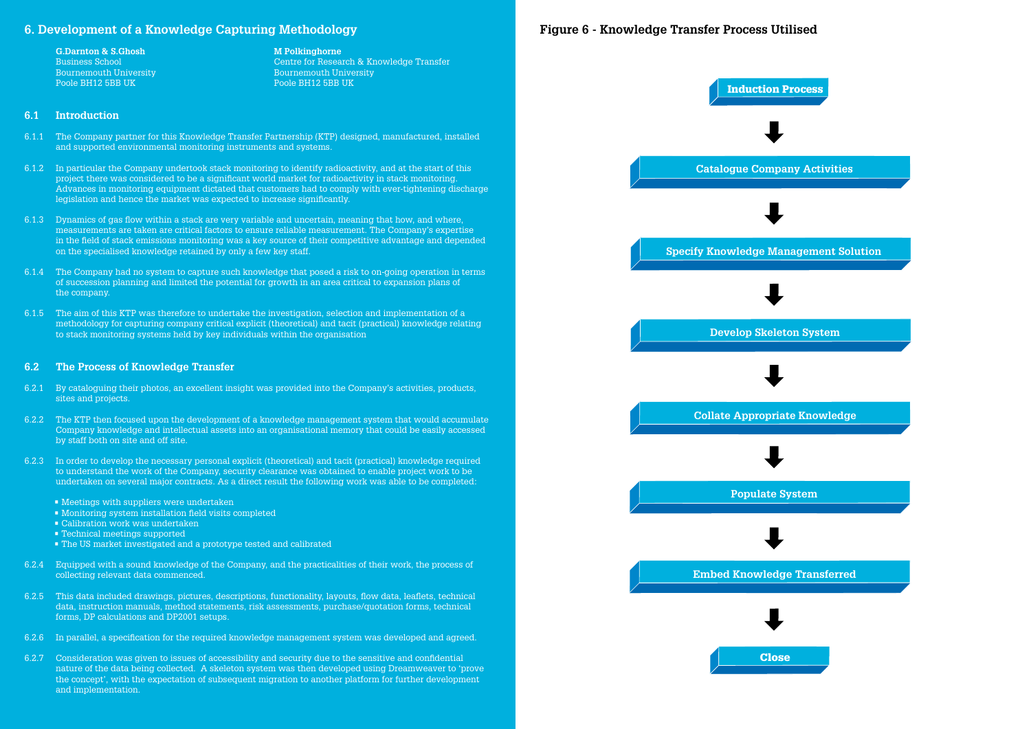## 6. Development of a Knowledge Capturing Methodology

**G.Darnton & S.Ghosh**
Business School
Bournemouth University
Poole BH12 5BB UK

**M Polkinghorne**
Centre for Research & Knowledge Transfer
Bournemouth University
Poole BH12 5BB UK

### 6.1 Introduction

6.1.1 The Company partner for this Knowledge Transfer Partnership (KTP) designed, manufactured, installed and supported environmental monitoring instruments and systems.

6.1.2 In particular the Company undertook stack monitoring to identify radioactivity, and at the start of this project there was considered to be a significant world market for radioactivity in stack monitoring. Advances in monitoring equipment dictated that customers had to comply with ever-tightening discharge legislation and hence the market was expected to increase significantly.

6.1.3 Dynamics of gas flow within a stack are very variable and uncertain, meaning that how, and where, measurements are taken are critical factors to ensure reliable measurement. The Company's expertise in the field of stack emissions monitoring was a key source of their competitive advantage and depended on the specialised knowledge retained by only a few key staff.

6.1.4 The Company had no system to capture such knowledge that posed a risk to on-going operation in terms of succession planning and limited the potential for growth in an area critical to expansion plans of the company.

6.1.5 The aim of this KTP was therefore to undertake the investigation, selection and implementation of a methodology for capturing company critical explicit (theoretical) and tacit (practical) knowledge relating to stack monitoring systems held by key individuals within the organisation

### 6.2 The Process of Knowledge Transfer

6.2.1 By cataloguing their photos, an excellent insight was provided into the Company's activities, products, sites and projects.

6.2.2 The KTP then focused upon the development of a knowledge management system that would accumulate Company knowledge and intellectual assets into an organisational memory that could be easily accessed by staff both on site and off site.

6.2.3 In order to develop the necessary personal explicit (theoretical) and tacit (practical) knowledge required to understand the work of the Company, security clearance was obtained to enable project work to be undertaken on several major contracts. As a direct result the following work was able to be completed:

- Meetings with suppliers were undertaken
- Monitoring system installation field visits completed
- Calibration work was undertaken
- Technical meetings supported
- The US market investigated and a prototype tested and calibrated

6.2.4 Equipped with a sound knowledge of the Company, and the practicalities of their work, the process of collecting relevant data commenced.

6.2.5 This data included drawings, pictures, descriptions, functionality, layouts, flow data, leaflets, technical data, instruction manuals, method statements, risk assessments, purchase/quotation forms, technical forms, DP calculations and DP2001 setups.

6.2.6 In parallel, a specification for the required knowledge management system was developed and agreed.

6.2.7 Consideration was given to issues of accessibility and security due to the sensitive and confidential nature of the data being collected. A skeleton system was then developed using Dreamweaver to 'prove the concept', with the expectation of subsequent migration to another platform for further development and implementation.

**Figure 6 - Knowledge Transfer Process Utilised**

Induction Process
↓
Catalogue Company Activities
↓
Specify Knowledge Management Solution
↓
Develop Skeleton System
↓
Collate Appropriate Knowledge
↓
Populate System
↓
Embed Knowledge Transferred
↓
Close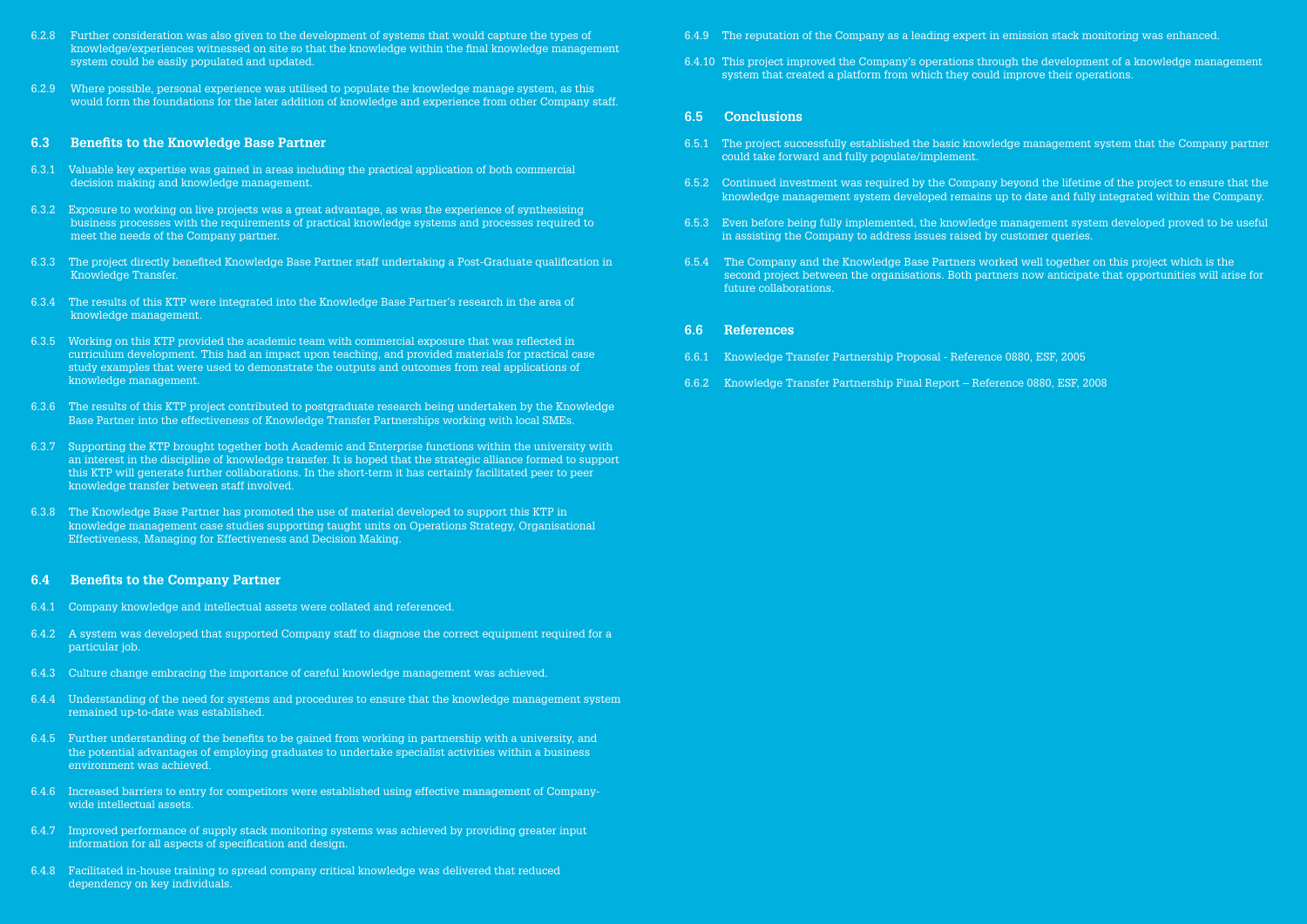6.2.8 Further consideration was also given to the development of systems that would capture the types of knowledge/experiences witnessed on site so that the knowledge within the final knowledge management system could be easily populated and updated.

6.2.9 Where possible, personal experience was utilised to populate the knowledge manage system, as this would form the foundations for the later addition of knowledge and experience from other Company staff.

## 6.3 Benefits to the Knowledge Base Partner

6.3.1 Valuable key expertise was gained in areas including the practical application of both commercial decision making and knowledge management.

6.3.2 Exposure to working on live projects was a great advantage, as was the experience of synthesising business processes with the requirements of practical knowledge systems and processes required to meet the needs of the Company partner.

6.3.3 The project directly benefited Knowledge Base Partner staff undertaking a Post-Graduate qualification in Knowledge Transfer.

6.3.4 The results of this KTP were integrated into the Knowledge Base Partner's research in the area of knowledge management.

6.3.5 Working on this KTP provided the academic team with commercial exposure that was reflected in curriculum development. This had an impact upon teaching, and provided materials for practical case study examples that were used to demonstrate the outputs and outcomes from real applications of knowledge management.

6.3.6 The results of this KTP project contributed to postgraduate research being undertaken by the Knowledge Base Partner into the effectiveness of Knowledge Transfer Partnerships working with local SMEs.

6.3.7 Supporting the KTP brought together both Academic and Enterprise functions within the university with an interest in the discipline of knowledge transfer. It is hoped that the strategic alliance formed to support this KTP will generate further collaborations. In the short-term it has certainly facilitated peer to peer knowledge transfer between staff involved.

6.3.8 The Knowledge Base Partner has promoted the use of material developed to support this KTP in knowledge management case studies supporting taught units on Operations Strategy, Organisational Effectiveness, Managing for Effectiveness and Decision Making.

## 6.4 Benefits to the Company Partner

6.4.1 Company knowledge and intellectual assets were collated and referenced.

6.4.2 A system was developed that supported Company staff to diagnose the correct equipment required for a particular job.

6.4.3 Culture change embracing the importance of careful knowledge management was achieved.

6.4.4 Understanding of the need for systems and procedures to ensure that the knowledge management system remained up-to-date was established.

6.4.5 Further understanding of the benefits to be gained from working in partnership with a university, and the potential advantages of employing graduates to undertake specialist activities within a business environment was achieved.

6.4.6 Increased barriers to entry for competitors were established using effective management of Company-wide intellectual assets.

6.4.7 Improved performance of supply stack monitoring systems was achieved by providing greater input information for all aspects of specification and design.

6.4.8 Facilitated in-house training to spread company critical knowledge was delivered that reduced dependency on key individuals.

6.4.9 The reputation of the Company as a leading expert in emission stack monitoring was enhanced.

6.4.10 This project improved the Company's operations through the development of a knowledge management system that created a platform from which they could improve their operations.

## 6.5 Conclusions

6.5.1 The project successfully established the basic knowledge management system that the Company partner could take forward and fully populate/implement.

6.5.2 Continued investment was required by the Company beyond the lifetime of the project to ensure that the knowledge management system developed remains up to date and fully integrated within the Company.

6.5.3 Even before being fully implemented, the knowledge management system developed proved to be useful in assisting the Company to address issues raised by customer queries.

6.5.4 The Company and the Knowledge Base Partners worked well together on this project which is the second project between the organisations. Both partners now anticipate that opportunities will arise for future collaborations.

## 6.6 References

6.6.1 Knowledge Transfer Partnership Proposal - Reference 0880, ESF, 2005

6.6.2 Knowledge Transfer Partnership Final Report – Reference 0880, ESF, 2008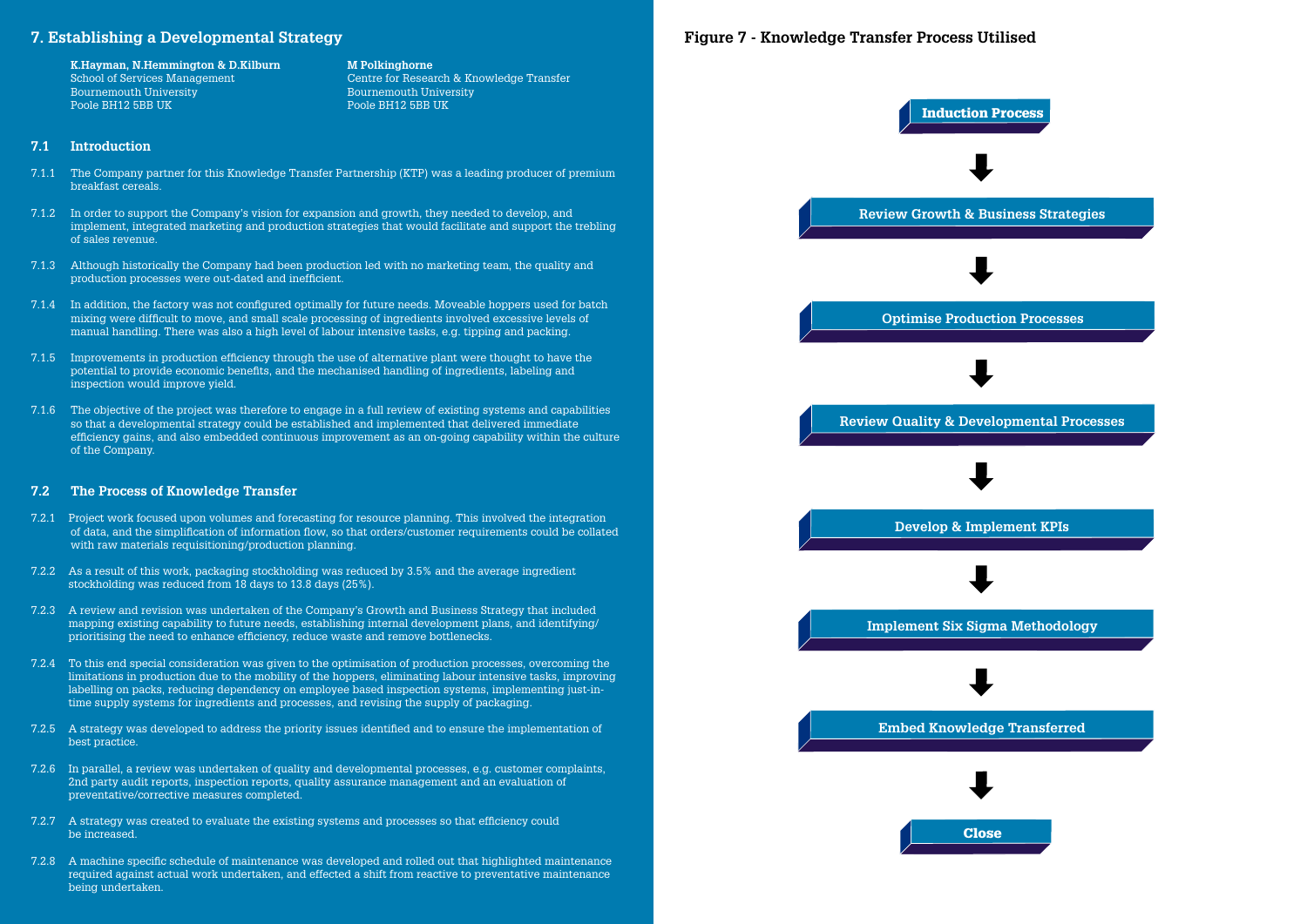## 7. Establishing a Developmental Strategy

**K.Hayman, N.Hemmington & D.Kilburn**
School of Services Management
Bournemouth University
Poole BH12 5BB UK

**M Polkinghorne**
Centre for Research & Knowledge Transfer
Bournemouth University
Poole BH12 5BB UK

### 7.1 Introduction

7.1.1 The Company partner for this Knowledge Transfer Partnership (KTP) was a leading producer of premium breakfast cereals.

7.1.2 In order to support the Company's vision for expansion and growth, they needed to develop, and implement, integrated marketing and production strategies that would facilitate and support the trebling of sales revenue.

7.1.3 Although historically the Company had been production led with no marketing team, the quality and production processes were out-dated and inefficient.

7.1.4 In addition, the factory was not configured optimally for future needs. Moveable hoppers used for batch mixing were difficult to move, and small scale processing of ingredients involved excessive levels of manual handling. There was also a high level of labour intensive tasks, e.g. tipping and packing.

7.1.5 Improvements in production efficiency through the use of alternative plant were thought to have the potential to provide economic benefits, and the mechanised handling of ingredients, labeling and inspection would improve yield.

7.1.6 The objective of the project was therefore to engage in a full review of existing systems and capabilities so that a developmental strategy could be established and implemented that delivered immediate efficiency gains, and also embedded continuous improvement as an on-going capability within the culture of the Company.

### 7.2 The Process of Knowledge Transfer

7.2.1 Project work focused upon volumes and forecasting for resource planning. This involved the integration of data, and the simplification of information flow, so that orders/customer requirements could be collated with raw materials requisitioning/production planning.

7.2.2 As a result of this work, packaging stockholding was reduced by 3.5% and the average ingredient stockholding was reduced from 18 days to 13.8 days (25%).

7.2.3 A review and revision was undertaken of the Company's Growth and Business Strategy that included mapping existing capability to future needs, establishing internal development plans, and identifying/prioritising the need to enhance efficiency, reduce waste and remove bottlenecks.

7.2.4 To this end special consideration was given to the optimisation of production processes, overcoming the limitations in production due to the mobility of the hoppers, eliminating labour intensive tasks, improving labelling on packs, reducing dependency on employee based inspection systems, implementing just-in-time supply systems for ingredients and processes, and revising the supply of packaging.

7.2.5 A strategy was developed to address the priority issues identified and to ensure the implementation of best practice.

7.2.6 In parallel, a review was undertaken of quality and developmental processes, e.g. customer complaints, 2nd party audit reports, inspection reports, quality assurance management and an evaluation of preventative/corrective measures completed.

7.2.7 A strategy was created to evaluate the existing systems and processes so that efficiency could be increased.

7.2.8 A machine specific schedule of maintenance was developed and rolled out that highlighted maintenance required against actual work undertaken, and effected a shift from reactive to preventative maintenance being undertaken.

**Figure 7 - Knowledge Transfer Process Utilised**

Induction Process
↓
Review Growth & Business Strategies
↓
Optimise Production Processes
↓
Review Quality & Developmental Processes
↓
Develop & Implement KPIs
↓
Implement Six Sigma Methodology
↓
Embed Knowledge Transferred
↓
Close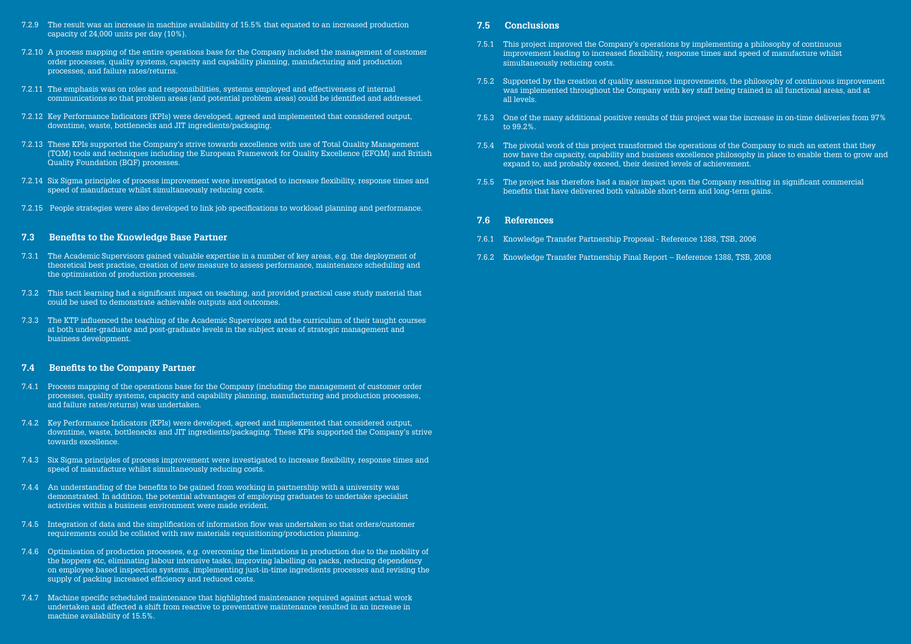7.2.9 The result was an increase in machine availability of 15.5% that equated to an increased production capacity of 24,000 units per day (10%).

7.2.10 A process mapping of the entire operations base for the Company included the management of customer order processes, quality systems, capacity and capability planning, manufacturing and production processes, and failure rates/returns.

7.2.11 The emphasis was on roles and responsibilities, systems employed and effectiveness of internal communications so that problem areas (and potential problem areas) could be identified and addressed.

7.2.12 Key Performance Indicators (KPIs) were developed, agreed and implemented that considered output, downtime, waste, bottlenecks and JIT ingredients/packaging.

7.2.13 These KPIs supported the Company's strive towards excellence with use of Total Quality Management (TQM) tools and techniques including the European Framework for Quality Excellence (EFQM) and British Quality Foundation (BQF) processes.

7.2.14 Six Sigma principles of process improvement were investigated to increase flexibility, response times and speed of manufacture whilst simultaneously reducing costs.

7.2.15 People strategies were also developed to link job specifications to workload planning and performance.

## 7.3 Benefits to the Knowledge Base Partner

7.3.1 The Academic Supervisors gained valuable expertise in a number of key areas, e.g. the deployment of theoretical best practise, creation of new measure to assess performance, maintenance scheduling and the optimisation of production processes.

7.3.2 This tacit learning had a significant impact on teaching, and provided practical case study material that could be used to demonstrate achievable outputs and outcomes.

7.3.3 The KTP influenced the teaching of the Academic Supervisors and the curriculum of their taught courses at both under-graduate and post-graduate levels in the subject areas of strategic management and business development.

## 7.4 Benefits to the Company Partner

7.4.1 Process mapping of the operations base for the Company (including the management of customer order processes, quality systems, capacity and capability planning, manufacturing and production processes, and failure rates/returns) was undertaken.

7.4.2 Key Performance Indicators (KPIs) were developed, agreed and implemented that considered output, downtime, waste, bottlenecks and JIT ingredients/packaging. These KPIs supported the Company's strive towards excellence.

7.4.3 Six Sigma principles of process improvement were investigated to increase flexibility, response times and speed of manufacture whilst simultaneously reducing costs.

7.4.4 An understanding of the benefits to be gained from working in partnership with a university was demonstrated. In addition, the potential advantages of employing graduates to undertake specialist activities within a business environment were made evident.

7.4.5 Integration of data and the simplification of information flow was undertaken so that orders/customer requirements could be collated with raw materials requisitioning/production planning.

7.4.6 Optimisation of production processes, e.g. overcoming the limitations in production due to the mobility of the hoppers etc, eliminating labour intensive tasks, improving labelling on packs, reducing dependency on employee based inspection systems, implementing just-in-time ingredients processes and revising the supply of packing increased efficiency and reduced costs.

7.4.7 Machine specific scheduled maintenance that highlighted maintenance required against actual work undertaken and affected a shift from reactive to preventative maintenance resulted in an increase in machine availability of 15.5%.

## 7.5 Conclusions

7.5.1 This project improved the Company's operations by implementing a philosophy of continuous improvement leading to increased flexibility, response times and speed of manufacture whilst simultaneously reducing costs.

7.5.2 Supported by the creation of quality assurance improvements, the philosophy of continuous improvement was implemented throughout the Company with key staff being trained in all functional areas, and at all levels.

7.5.3 One of the many additional positive results of this project was the increase in on-time deliveries from 97% to 99.2%.

7.5.4 The pivotal work of this project transformed the operations of the Company to such an extent that they now have the capacity, capability and business excellence philosophy in place to enable them to grow and expand to, and probably exceed, their desired levels of achievement.

7.5.5 The project has therefore had a major impact upon the Company resulting in significant commercial benefits that have delivered both valuable short-term and long-term gains.

## 7.6 References

7.6.1 Knowledge Transfer Partnership Proposal - Reference 1388, TSB, 2006

7.6.2 Knowledge Transfer Partnership Final Report – Reference 1388, TSB, 2008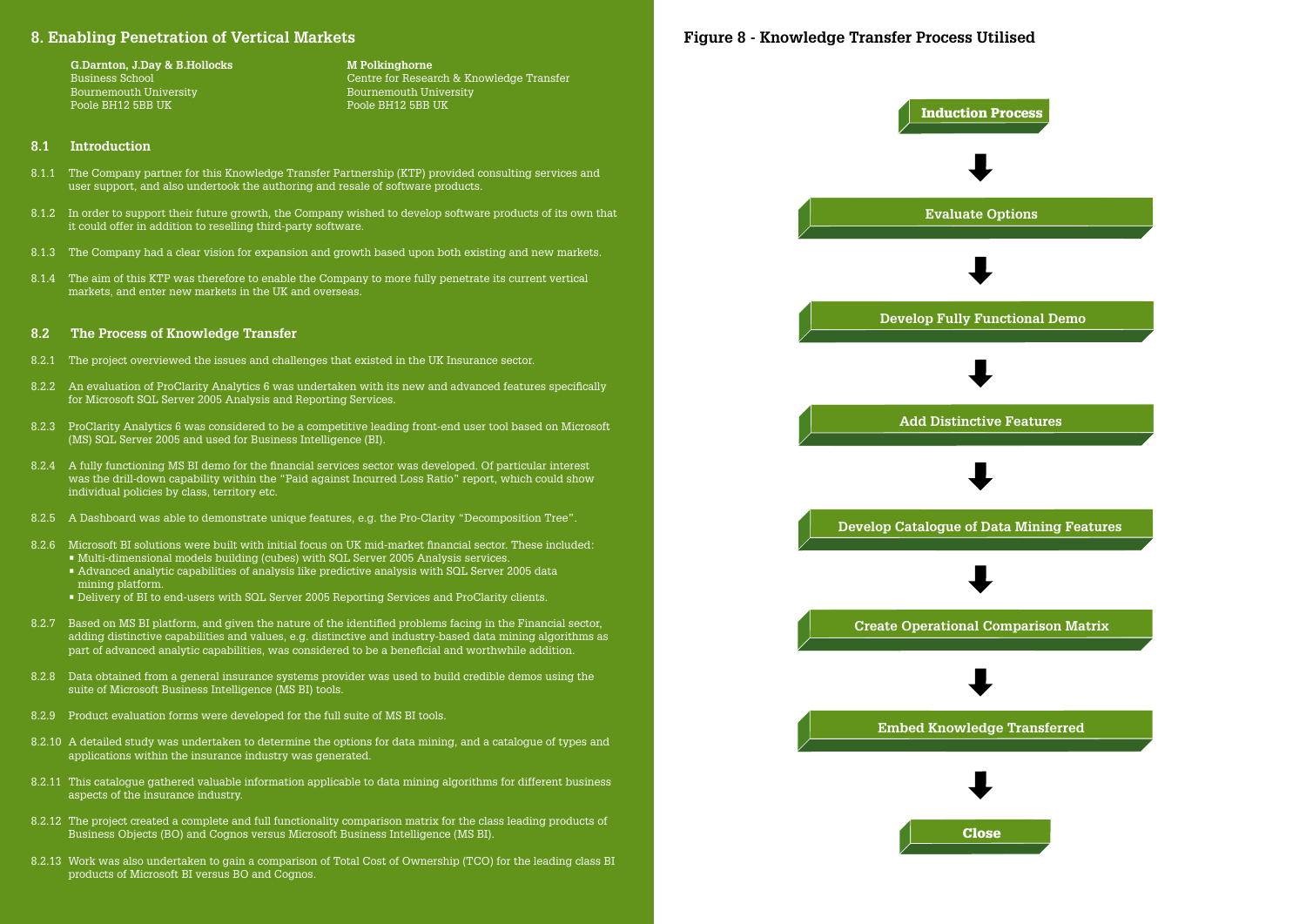# 8. Enabling Penetration of Vertical Markets

**G.Darnton, J.Day & B.Hollocks**
Business School
Bournemouth University
Poole BH12 5BB UK

**M Polkinghorne**
Centre for Research & Knowledge Transfer
Bournemouth University
Poole BH12 5BB UK

## 8.1 Introduction

8.1.1 The Company partner for this Knowledge Transfer Partnership (KTP) provided consulting services and user support, and also undertook the authoring and resale of software products.

8.1.2 In order to support their future growth, the Company wished to develop software products of its own that it could offer in addition to reselling third-party software.

8.1.3 The Company had a clear vision for expansion and growth based upon both existing and new markets.

8.1.4 The aim of this KTP was therefore to enable the Company to more fully penetrate its current vertical markets, and enter new markets in the UK and overseas.

## 8.2 The Process of Knowledge Transfer

8.2.1 The project overviewed the issues and challenges that existed in the UK Insurance sector.

8.2.2 An evaluation of ProClarity Analytics 6 was undertaken with its new and advanced features specifically for Microsoft SQL Server 2005 Analysis and Reporting Services.

8.2.3 ProClarity Analytics 6 was considered to be a competitive leading front-end user tool based on Microsoft (MS) SQL Server 2005 and used for Business Intelligence (BI).

8.2.4 A fully functioning MS BI demo for the financial services sector was developed. Of particular interest was the drill-down capability within the "Paid against Incurred Loss Ratio" report, which could show individual policies by class, territory etc.

8.2.5 A Dashboard was able to demonstrate unique features, e.g. the Pro-Clarity "Decomposition Tree".

8.2.6 Microsoft BI solutions were built with initial focus on UK mid-market financial sector. These included:
- Multi-dimensional models building (cubes) with SQL Server 2005 Analysis services.
- Advanced analytic capabilities of analysis like predictive analysis with SQL Server 2005 data mining platform.
- Delivery of BI to end-users with SQL Server 2005 Reporting Services and ProClarity clients.

8.2.7 Based on MS BI platform, and given the nature of the identified problems facing in the Financial sector, adding distinctive capabilities and values, e.g. distinctive and industry-based data mining algorithms as part of advanced analytic capabilities, was considered to be a beneficial and worthwhile addition.

8.2.8 Data obtained from a general insurance systems provider was used to build credible demos using the suite of Microsoft Business Intelligence (MS BI) tools.

8.2.9 Product evaluation forms were developed for the full suite of MS BI tools.

8.2.10 A detailed study was undertaken to determine the options for data mining, and a catalogue of types and applications within the insurance industry was generated.

8.2.11 This catalogue gathered valuable information applicable to data mining algorithms for different business aspects of the insurance industry.

8.2.12 The project created a complete and full functionality comparison matrix for the class leading products of Business Objects (BO) and Cognos versus Microsoft Business Intelligence (MS BI).

8.2.13 Work was also undertaken to gain a comparison of Total Cost of Ownership (TCO) for the leading class BI products of Microsoft BI versus BO and Cognos.

**Figure 8 - Knowledge Transfer Process Utilised**

Induction Process → Evaluate Options → Develop Fully Functional Demo → Add Distinctive Features → Develop Catalogue of Data Mining Features → Create Operational Comparison Matrix → Embed Knowledge Transferred → Close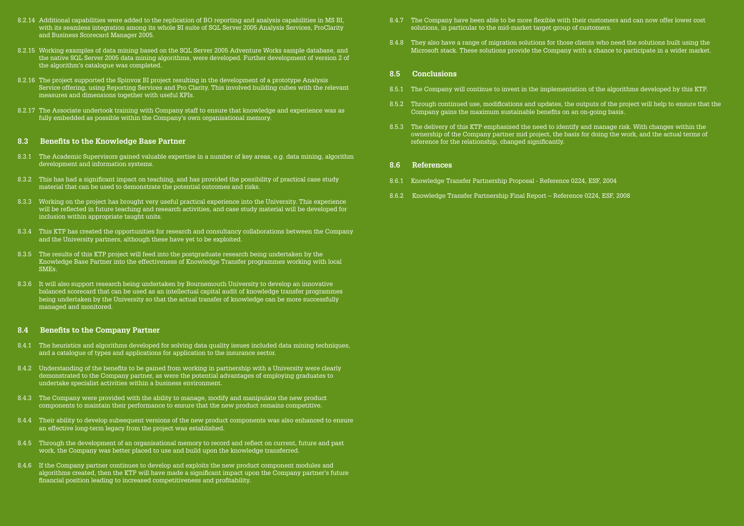8.2.14 Additional capabilities were added to the replication of BO reporting and analysis capabilities in MS BI, with its seamless integration among its whole BI suite of SQL Server 2005 Analysis Services, ProClarity and Business Scorecard Manager 2005.

8.2.15 Working examples of data mining based on the SQL Server 2005 Adventure Works sample database, and the native SQL Server 2005 data mining algorithms, were developed. Further development of version 2 of the algorithm's catalogue was completed.

8.2.16 The project supported the Spinvox BI project resulting in the development of a prototype Analysis Service offering, using Reporting Services and Pro Clarity. This involved building cubes with the relevant measures and dimensions together with useful KPIs.

8.2.17 The Associate undertook training with Company staff to ensure that knowledge and experience was as fully embedded as possible within the Company's own organisational memory.

## 8.3 Benefits to the Knowledge Base Partner

8.3.1 The Academic Supervisors gained valuable expertise in a number of key areas, e.g. data mining, algorithm development and information systems.

8.3.2 This has had a significant impact on teaching, and has provided the possibility of practical case study material that can be used to demonstrate the potential outcomes and risks.

8.3.3 Working on the project has brought very useful practical experience into the University. This experience will be reflected in future teaching and research activities, and case study material will be developed for inclusion within appropriate taught units.

8.3.4 This KTP has created the opportunities for research and consultancy collaborations between the Company and the University partners, although these have yet to be exploited.

8.3.5 The results of this KTP project will feed into the postgraduate research being undertaken by the Knowledge Base Partner into the effectiveness of Knowledge Transfer programmes working with local SMEs.

8.3.6 It will also support research being undertaken by Bournemouth University to develop an innovative balanced scorecard that can be used as an intellectual capital audit of knowledge transfer programmes being undertaken by the University so that the actual transfer of knowledge can be more successfully managed and monitored.

## 8.4 Benefits to the Company Partner

8.4.1 The heuristics and algorithms developed for solving data quality issues included data mining techniques, and a catalogue of types and applications for application to the insurance sector.

8.4.2 Understanding of the benefits to be gained from working in partnership with a University were clearly demonstrated to the Company partner, as were the potential advantages of employing graduates to undertake specialist activities within a business environment.

8.4.3 The Company were provided with the ability to manage, modify and manipulate the new product components to maintain their performance to ensure that the new product remains competitive.

8.4.4 Their ability to develop subsequent versions of the new product components was also enhanced to ensure an effective long-term legacy from the project was established.

8.4.5 Through the development of an organisational memory to record and reflect on current, future and past work, the Company was better placed to use and build upon the knowledge transferred.

8.4.6 If the Company partner continues to develop and exploits the new product component modules and algorithms created, then the KTP will have made a significant impact upon the Company partner's future financial position leading to increased competitiveness and profitability.

8.4.7 The Company have been able to be more flexible with their customers and can now offer lower cost solutions, in particular to the mid-market target group of customers.

8.4.8 They also have a range of migration solutions for those clients who need the solutions built using the Microsoft stack. These solutions provide the Company with a chance to participate in a wider market.

## 8.5 Conclusions

8.5.1 The Company will continue to invest in the implementation of the algorithms developed by this KTP.

8.5.2 Through continued use, modifications and updates, the outputs of the project will help to ensure that the Company gains the maximum sustainable benefits on an on-going basis.

8.5.3 The delivery of this KTP emphasised the need to identify and manage risk. With changes within the ownership of the Company partner mid project, the basis for doing the work, and the actual terms of reference for the relationship, changed significantly.

## 8.6 References

8.6.1 Knowledge Transfer Partnership Proposal - Reference 0224, ESF, 2004

8.6.2 Knowledge Transfer Partnership Final Report – Reference 0224, ESF, 2008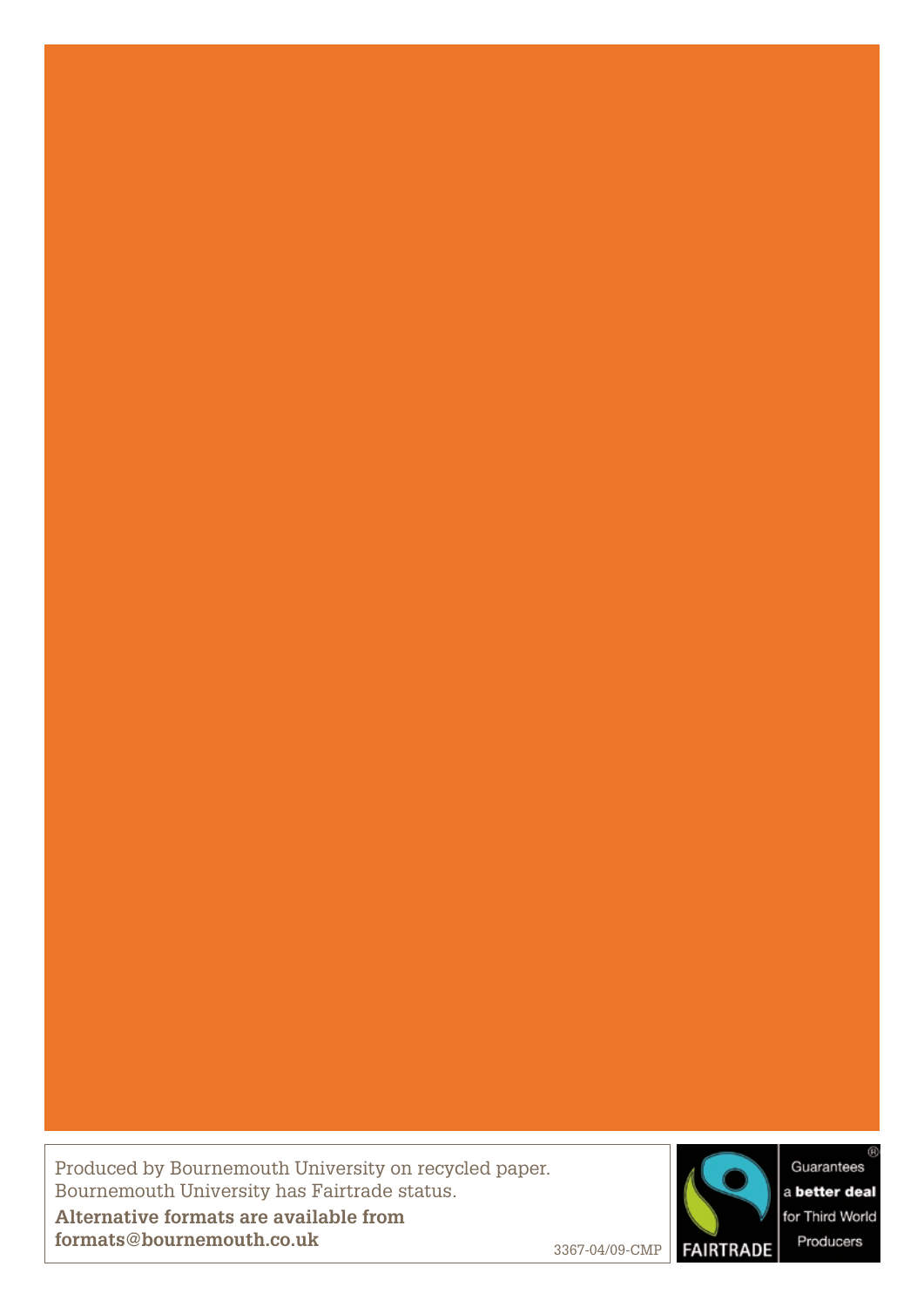Produced by Bournemouth University on recycled paper.
Bournemouth University has Fairtrade status.

**Alternative formats are available from formats@bournemouth.co.uk**

3367-04/09-CMP

FAIRTRADE

Guarantees a **better deal** for Third World Producers